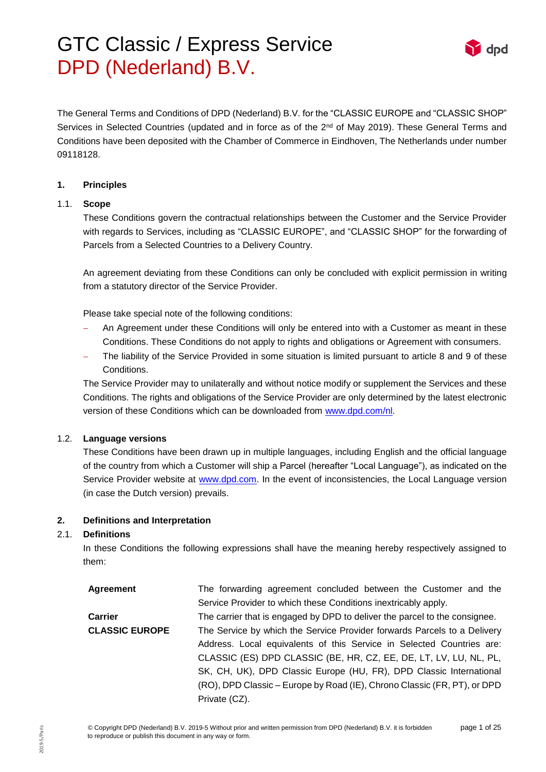# GTC Classic / Express Service
# DPD (Nederland) B.V.

The General Terms and Conditions of DPD (Nederland) B.V. for the "CLASSIC EUROPE and "CLASSIC SHOP" Services in Selected Countries (updated and in force as of the 2nd of May 2019). These General Terms and Conditions have been deposited with the Chamber of Commerce in Eindhoven, The Netherlands under number 09118128.

## 1. Principles

### 1.1. Scope

These Conditions govern the contractual relationships between the Customer and the Service Provider with regards to Services, including as "CLASSIC EUROPE", and "CLASSIC SHOP" for the forwarding of Parcels from a Selected Countries to a Delivery Country.

An agreement deviating from these Conditions can only be concluded with explicit permission in writing from a statutory director of the Service Provider.

Please take special note of the following conditions:

- An Agreement under these Conditions will only be entered into with a Customer as meant in these Conditions. These Conditions do not apply to rights and obligations or Agreement with consumers.
- The liability of the Service Provided in some situation is limited pursuant to article 8 and 9 of these Conditions.

The Service Provider may to unilaterally and without notice modify or supplement the Services and these Conditions. The rights and obligations of the Service Provider are only determined by the latest electronic version of these Conditions which can be downloaded from www.dpd.com/nl.

### 1.2. Language versions

These Conditions have been drawn up in multiple languages, including English and the official language of the country from which a Customer will ship a Parcel (hereafter "Local Language"), as indicated on the Service Provider website at www.dpd.com. In the event of inconsistencies, the Local Language version (in case the Dutch version) prevails.

## 2. Definitions and Interpretation

### 2.1. Definitions

In these Conditions the following expressions shall have the meaning hereby respectively assigned to them:

| | |
|---|---|
| **Agreement** | The forwarding agreement concluded between the Customer and the Service Provider to which these Conditions inextricably apply. |
| **Carrier** | The carrier that is engaged by DPD to deliver the parcel to the consignee. |
| **CLASSIC EUROPE** | The Service by which the Service Provider forwards Parcels to a Delivery Address. Local equivalents of this Service in Selected Countries are: CLASSIC (ES) DPD CLASSIC (BE, HR, CZ, EE, DE, LT, LV, LU, NL, PL, SK, CH, UK), DPD Classic Europe (HU, FR), DPD Classic International (RO), DPD Classic – Europe by Road (IE), Chrono Classic (FR, PT), or DPD Private (CZ). |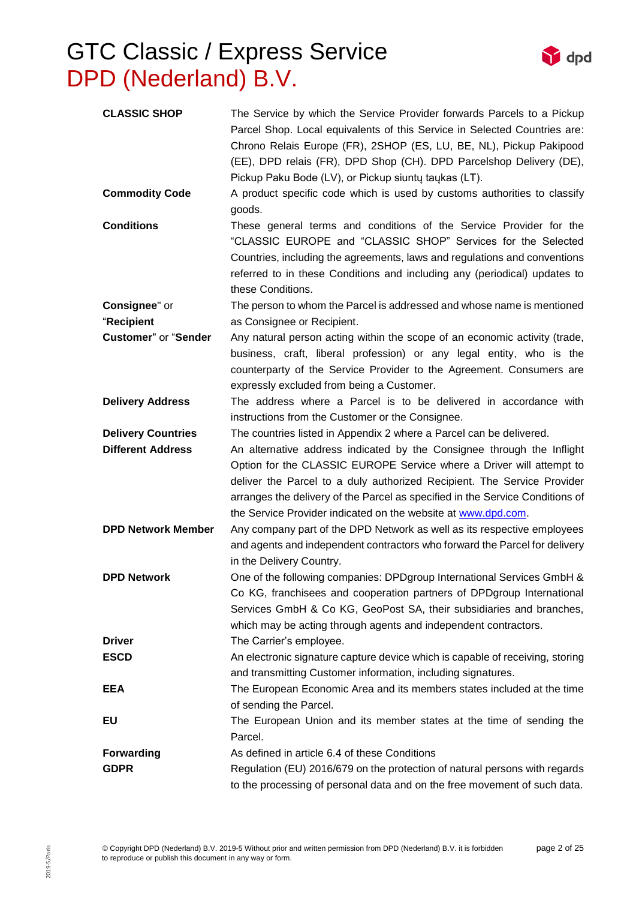# GTC Classic / Express Service
# DPD (Nederland) B.V.

| | |
|---|---|
| **CLASSIC SHOP** | The Service by which the Service Provider forwards Parcels to a Pickup Parcel Shop. Local equivalents of this Service in Selected Countries are: Chrono Relais Europe (FR), 2SHOP (ES, LU, BE, NL), Pickup Pakipood (EE), DPD relais (FR), DPD Shop (CH). DPD Parcelshop Delivery (DE), Pickup Paku Bode (LV), or Pickup siuntų taųkas (LT). |
| **Commodity Code** | A product specific code which is used by customs authorities to classify goods. |
| **Conditions** | These general terms and conditions of the Service Provider for the "CLASSIC EUROPE and "CLASSIC SHOP" Services for the Selected Countries, including the agreements, laws and regulations and conventions referred to in these Conditions and including any (periodical) updates to these Conditions. |
| **Consignee**" or "**Recipient** | The person to whom the Parcel is addressed and whose name is mentioned as Consignee or Recipient. |
| **Customer**" or "**Sender** | Any natural person acting within the scope of an economic activity (trade, business, craft, liberal profession) or any legal entity, who is the counterparty of the Service Provider to the Agreement. Consumers are expressly excluded from being a Customer. |
| **Delivery Address** | The address where a Parcel is to be delivered in accordance with instructions from the Customer or the Consignee. |
| **Delivery Countries** | The countries listed in Appendix 2 where a Parcel can be delivered. |
| **Different Address** | An alternative address indicated by the Consignee through the Inflight Option for the CLASSIC EUROPE Service where a Driver will attempt to deliver the Parcel to a duly authorized Recipient. The Service Provider arranges the delivery of the Parcel as specified in the Service Conditions of the Service Provider indicated on the website at www.dpd.com. |
| **DPD Network Member** | Any company part of the DPD Network as well as its respective employees and agents and independent contractors who forward the Parcel for delivery in the Delivery Country. |
| **DPD Network** | One of the following companies: DPDgroup International Services GmbH & Co KG, franchisees and cooperation partners of DPDgroup International Services GmbH & Co KG, GeoPost SA, their subsidiaries and branches, which may be acting through agents and independent contractors. |
| **Driver** | The Carrier's employee. |
| **ESCD** | An electronic signature capture device which is capable of receiving, storing and transmitting Customer information, including signatures. |
| **EEA** | The European Economic Area and its members states included at the time of sending the Parcel. |
| **EU** | The European Union and its member states at the time of sending the Parcel. |
| **Forwarding** | As defined in article 6.4 of these Conditions |
| **GDPR** | Regulation (EU) 2016/679 on the protection of natural persons with regards to the processing of personal data and on the free movement of such data. |

© Copyright DPD (Nederland) B.V. 2019-5 Without prior and written permission from DPD (Nederland) B.V. it is forbidden to reproduce or publish this document in any way or form.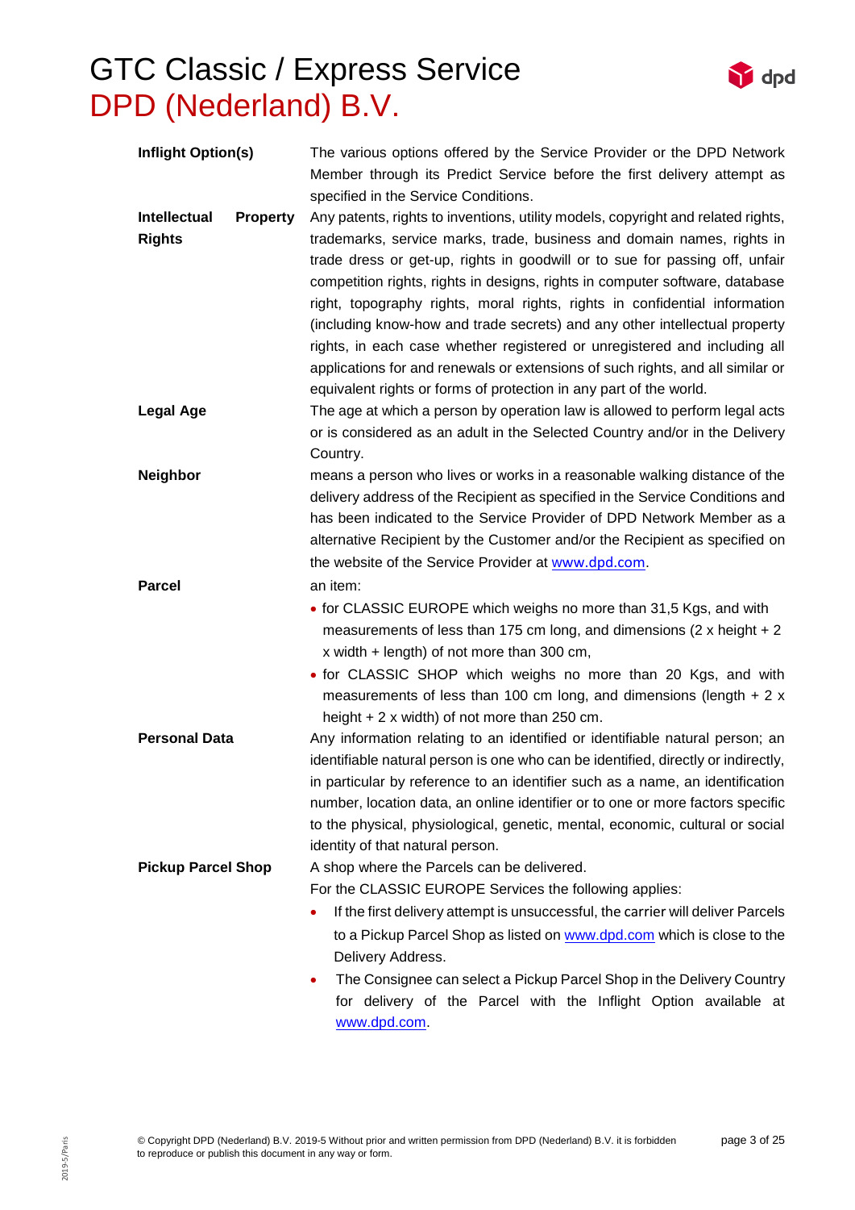| | |
|---|---|
| **Inflight Option(s)** | The various options offered by the Service Provider or the DPD Network Member through its Predict Service before the first delivery attempt as specified in the Service Conditions. |
| **Intellectual Property Rights** | Any patents, rights to inventions, utility models, copyright and related rights, trademarks, service marks, trade, business and domain names, rights in trade dress or get-up, rights in goodwill or to sue for passing off, unfair competition rights, rights in designs, rights in computer software, database right, topography rights, moral rights, rights in confidential information (including know-how and trade secrets) and any other intellectual property rights, in each case whether registered or unregistered and including all applications for and renewals or extensions of such rights, and all similar or equivalent rights or forms of protection in any part of the world. |
| **Legal Age** | The age at which a person by operation law is allowed to perform legal acts or is considered as an adult in the Selected Country and/or in the Delivery Country. |
| **Neighbor** | means a person who lives or works in a reasonable walking distance of the delivery address of the Recipient as specified in the Service Conditions and has been indicated to the Service Provider of DPD Network Member as a alternative Recipient by the Customer and/or the Recipient as specified on the website of the Service Provider at www.dpd.com. |
| **Parcel** | an item:<br>• for CLASSIC EUROPE which weighs no more than 31,5 Kgs, and with measurements of less than 175 cm long, and dimensions (2 x height + 2 x width + length) of not more than 300 cm,<br>• for CLASSIC SHOP which weighs no more than 20 Kgs, and with measurements of less than 100 cm long, and dimensions (length + 2 x height + 2 x width) of not more than 250 cm. |
| **Personal Data** | Any information relating to an identified or identifiable natural person; an identifiable natural person is one who can be identified, directly or indirectly, in particular by reference to an identifier such as a name, an identification number, location data, an online identifier or to one or more factors specific to the physical, physiological, genetic, mental, economic, cultural or social identity of that natural person. |
| **Pickup Parcel Shop** | A shop where the Parcels can be delivered.<br>For the CLASSIC EUROPE Services the following applies:<br>• If the first delivery attempt is unsuccessful, the carrier will deliver Parcels to a Pickup Parcel Shop as listed on www.dpd.com which is close to the Delivery Address.<br>• The Consignee can select a Pickup Parcel Shop in the Delivery Country for delivery of the Parcel with the Inflight Option available at www.dpd.com. |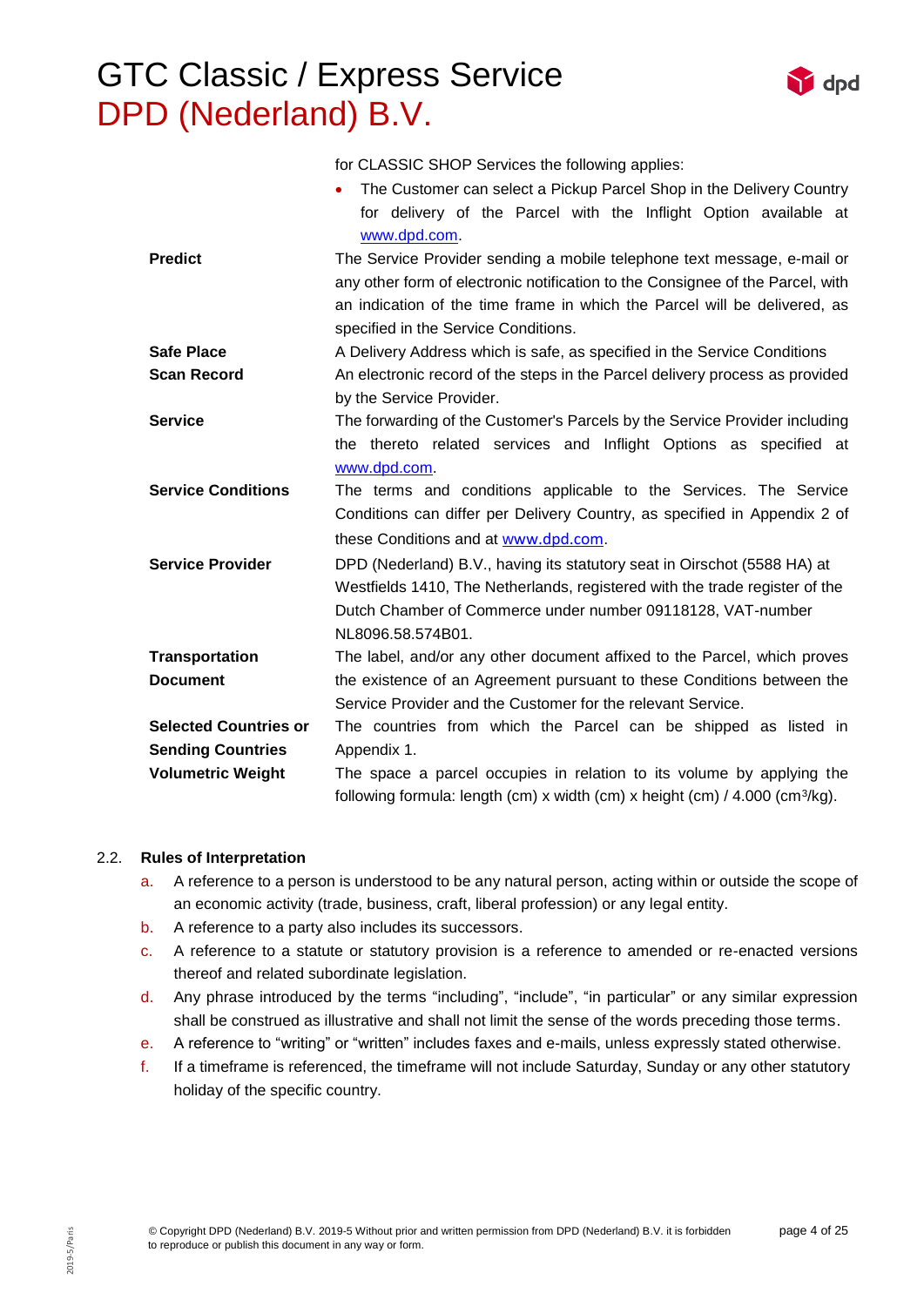| | |
|---|---|
| | for CLASSIC SHOP Services the following applies:<br>• The Customer can select a Pickup Parcel Shop in the Delivery Country for delivery of the Parcel with the Inflight Option available at www.dpd.com. |
| **Predict** | The Service Provider sending a mobile telephone text message, e-mail or any other form of electronic notification to the Consignee of the Parcel, with an indication of the time frame in which the Parcel will be delivered, as specified in the Service Conditions. |
| **Safe Place** | A Delivery Address which is safe, as specified in the Service Conditions |
| **Scan Record** | An electronic record of the steps in the Parcel delivery process as provided by the Service Provider. |
| **Service** | The forwarding of the Customer's Parcels by the Service Provider including the thereto related services and Inflight Options as specified at www.dpd.com. |
| **Service Conditions** | The terms and conditions applicable to the Services. The Service Conditions can differ per Delivery Country, as specified in Appendix 2 of these Conditions and at www.dpd.com. |
| **Service Provider** | DPD (Nederland) B.V., having its statutory seat in Oirschot (5588 HA) at Westfields 1410, The Netherlands, registered with the trade register of the Dutch Chamber of Commerce under number 09118128, VAT-number NL8096.58.574B01. |
| **Transportation Document** | The label, and/or any other document affixed to the Parcel, which proves the existence of an Agreement pursuant to these Conditions between the Service Provider and the Customer for the relevant Service. |
| **Selected Countries or Sending Countries** | The countries from which the Parcel can be shipped as listed in Appendix 1. |
| **Volumetric Weight** | The space a parcel occupies in relation to its volume by applying the following formula: length (cm) x width (cm) x height (cm) / 4.000 ($cm^3$/kg). |

2.2. **Rules of Interpretation**

a. A reference to a person is understood to be any natural person, acting within or outside the scope of an economic activity (trade, business, craft, liberal profession) or any legal entity.

b. A reference to a party also includes its successors.

c. A reference to a statute or statutory provision is a reference to amended or re-enacted versions thereof and related subordinate legislation.

d. Any phrase introduced by the terms "including", "include", "in particular" or any similar expression shall be construed as illustrative and shall not limit the sense of the words preceding those terms.

e. A reference to "writing" or "written" includes faxes and e-mails, unless expressly stated otherwise.

f. If a timeframe is referenced, the timeframe will not include Saturday, Sunday or any other statutory holiday of the specific country.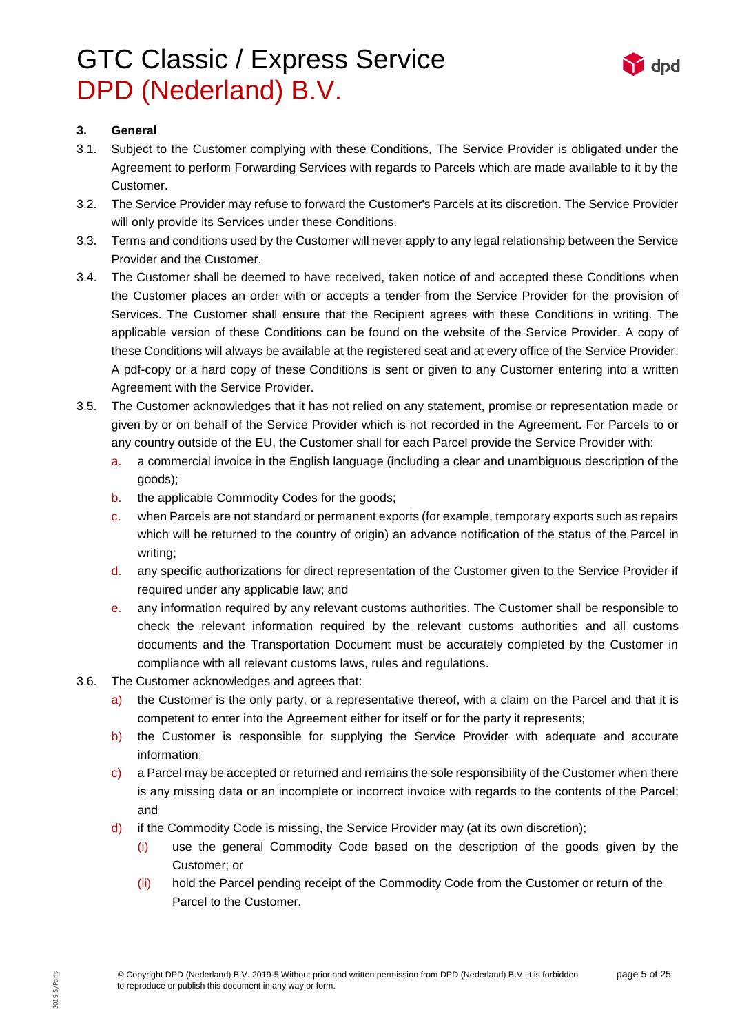### 3. General

3.1. Subject to the Customer complying with these Conditions, The Service Provider is obligated under the Agreement to perform Forwarding Services with regards to Parcels which are made available to it by the Customer.

3.2. The Service Provider may refuse to forward the Customer's Parcels at its discretion. The Service Provider will only provide its Services under these Conditions.

3.3. Terms and conditions used by the Customer will never apply to any legal relationship between the Service Provider and the Customer.

3.4. The Customer shall be deemed to have received, taken notice of and accepted these Conditions when the Customer places an order with or accepts a tender from the Service Provider for the provision of Services. The Customer shall ensure that the Recipient agrees with these Conditions in writing. The applicable version of these Conditions can be found on the website of the Service Provider. A copy of these Conditions will always be available at the registered seat and at every office of the Service Provider. A pdf-copy or a hard copy of these Conditions is sent or given to any Customer entering into a written Agreement with the Service Provider.

3.5. The Customer acknowledges that it has not relied on any statement, promise or representation made or given by or on behalf of the Service Provider which is not recorded in the Agreement. For Parcels to or any country outside of the EU, the Customer shall for each Parcel provide the Service Provider with:

   a. a commercial invoice in the English language (including a clear and unambiguous description of the goods);
   b. the applicable Commodity Codes for the goods;
   c. when Parcels are not standard or permanent exports (for example, temporary exports such as repairs which will be returned to the country of origin) an advance notification of the status of the Parcel in writing;
   d. any specific authorizations for direct representation of the Customer given to the Service Provider if required under any applicable law; and
   e. any information required by any relevant customs authorities. The Customer shall be responsible to check the relevant information required by the relevant customs authorities and all customs documents and the Transportation Document must be accurately completed by the Customer in compliance with all relevant customs laws, rules and regulations.

3.6. The Customer acknowledges and agrees that:

   a) the Customer is the only party, or a representative thereof, with a claim on the Parcel and that it is competent to enter into the Agreement either for itself or for the party it represents;
   b) the Customer is responsible for supplying the Service Provider with adequate and accurate information;
   c) a Parcel may be accepted or returned and remains the sole responsibility of the Customer when there is any missing data or an incomplete or incorrect invoice with regards to the contents of the Parcel; and
   d) if the Commodity Code is missing, the Service Provider may (at its own discretion);
      (i) use the general Commodity Code based on the description of the goods given by the Customer; or
      (ii) hold the Parcel pending receipt of the Commodity Code from the Customer or return of the Parcel to the Customer.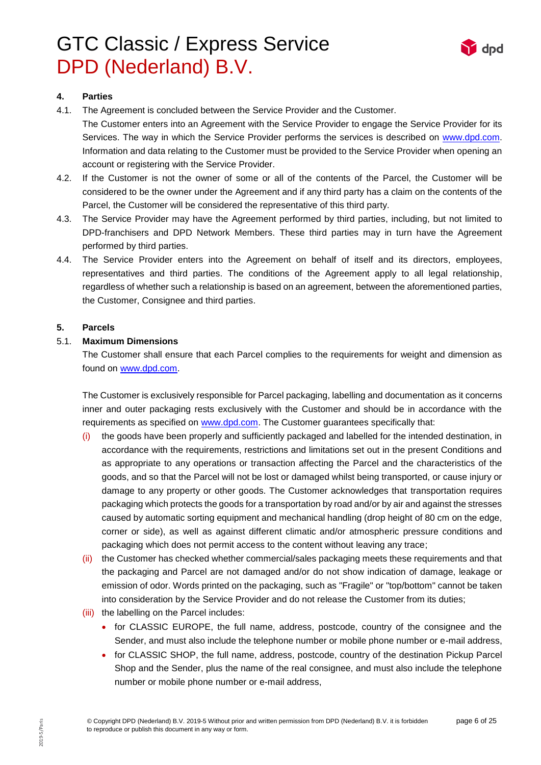## 4. Parties

4.1. The Agreement is concluded between the Service Provider and the Customer.
The Customer enters into an Agreement with the Service Provider to engage the Service Provider for its Services. The way in which the Service Provider performs the services is described on www.dpd.com. Information and data relating to the Customer must be provided to the Service Provider when opening an account or registering with the Service Provider.

4.2. If the Customer is not the owner of some or all of the contents of the Parcel, the Customer will be considered to be the owner under the Agreement and if any third party has a claim on the contents of the Parcel, the Customer will be considered the representative of this third party.

4.3. The Service Provider may have the Agreement performed by third parties, including, but not limited to DPD-franchisers and DPD Network Members. These third parties may in turn have the Agreement performed by third parties.

4.4. The Service Provider enters into the Agreement on behalf of itself and its directors, employees, representatives and third parties. The conditions of the Agreement apply to all legal relationship, regardless of whether such a relationship is based on an agreement, between the aforementioned parties, the Customer, Consignee and third parties.

## 5. Parcels

### 5.1. Maximum Dimensions

The Customer shall ensure that each Parcel complies to the requirements for weight and dimension as found on www.dpd.com.

The Customer is exclusively responsible for Parcel packaging, labelling and documentation as it concerns inner and outer packaging rests exclusively with the Customer and should be in accordance with the requirements as specified on www.dpd.com. The Customer guarantees specifically that:

(i) the goods have been properly and sufficiently packaged and labelled for the intended destination, in accordance with the requirements, restrictions and limitations set out in the present Conditions and as appropriate to any operations or transaction affecting the Parcel and the characteristics of the goods, and so that the Parcel will not be lost or damaged whilst being transported, or cause injury or damage to any property or other goods. The Customer acknowledges that transportation requires packaging which protects the goods for a transportation by road and/or by air and against the stresses caused by automatic sorting equipment and mechanical handling (drop height of 80 cm on the edge, corner or side), as well as against different climatic and/or atmospheric pressure conditions and packaging which does not permit access to the content without leaving any trace;

(ii) the Customer has checked whether commercial/sales packaging meets these requirements and that the packaging and Parcel are not damaged and/or do not show indication of damage, leakage or emission of odor. Words printed on the packaging, such as "Fragile" or "top/bottom" cannot be taken into consideration by the Service Provider and do not release the Customer from its duties;

(iii) the labelling on the Parcel includes:

- for CLASSIC EUROPE, the full name, address, postcode, country of the consignee and the Sender, and must also include the telephone number or mobile phone number or e-mail address,
- for CLASSIC SHOP, the full name, address, postcode, country of the destination Pickup Parcel Shop and the Sender, plus the name of the real consignee, and must also include the telephone number or mobile phone number or e-mail address,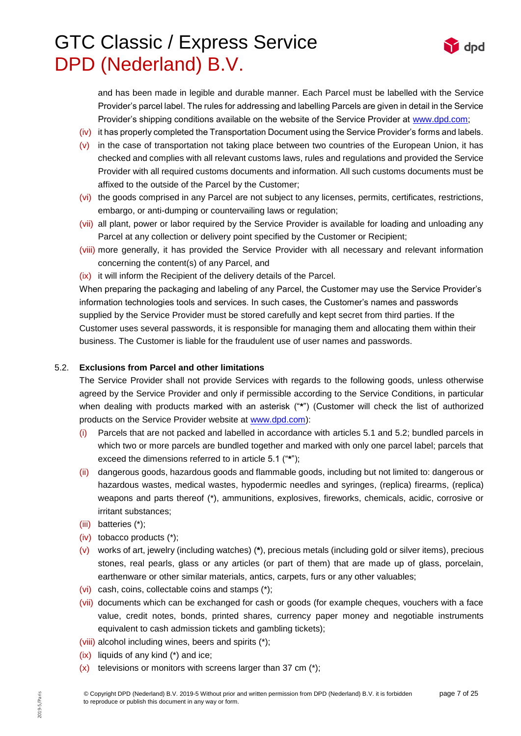and has been made in legible and durable manner. Each Parcel must be labelled with the Service Provider's parcel label. The rules for addressing and labelling Parcels are given in detail in the Service Provider's shipping conditions available on the website of the Service Provider at [www.dpd.com](http://www.dpd.com);

(iv) it has properly completed the Transportation Document using the Service Provider's forms and labels.

(v) in the case of transportation not taking place between two countries of the European Union, it has checked and complies with all relevant customs laws, rules and regulations and provided the Service Provider with all required customs documents and information. All such customs documents must be affixed to the outside of the Parcel by the Customer;

(vi) the goods comprised in any Parcel are not subject to any licenses, permits, certificates, restrictions, embargo, or anti-dumping or countervailing laws or regulation;

(vii) all plant, power or labor required by the Service Provider is available for loading and unloading any Parcel at any collection or delivery point specified by the Customer or Recipient;

(viii) more generally, it has provided the Service Provider with all necessary and relevant information concerning the content(s) of any Parcel, and

(ix) it will inform the Recipient of the delivery details of the Parcel.

When preparing the packaging and labeling of any Parcel, the Customer may use the Service Provider's information technologies tools and services. In such cases, the Customer's names and passwords supplied by the Service Provider must be stored carefully and kept secret from third parties. If the Customer uses several passwords, it is responsible for managing them and allocating them within their business. The Customer is liable for the fraudulent use of user names and passwords.

5.2. **Exclusions from Parcel and other limitations**

The Service Provider shall not provide Services with regards to the following goods, unless otherwise agreed by the Service Provider and only if permissible according to the Service Conditions, in particular when dealing with products marked with an asterisk ("**\***") (Customer will check the list of authorized products on the Service Provider website at [www.dpd.com](http://www.dpd.com)):

(i) Parcels that are not packed and labelled in accordance with articles 5.1 and 5.2; bundled parcels in which two or more parcels are bundled together and marked with only one parcel label; parcels that exceed the dimensions referred to in article 5.1 ("**\***");

(ii) dangerous goods, hazardous goods and flammable goods, including but not limited to: dangerous or hazardous wastes, medical wastes, hypodermic needles and syringes, (replica) firearms, (replica) weapons and parts thereof (*), ammunitions, explosives, fireworks, chemicals, acidic, corrosive or irritant substances;

(iii) batteries (*);

(iv) tobacco products (*);

(v) works of art, jewelry (including watches) (**\***), precious metals (including gold or silver items), precious stones, real pearls, glass or any articles (or part of them) that are made up of glass, porcelain, earthenware or other similar materials, antics, carpets, furs or any other valuables;

(vi) cash, coins, collectable coins and stamps (*);

(vii) documents which can be exchanged for cash or goods (for example cheques, vouchers with a face value, credit notes, bonds, printed shares, currency paper money and negotiable instruments equivalent to cash admission tickets and gambling tickets);

(viii) alcohol including wines, beers and spirits (*);

(ix) liquids of any kind (*) and ice;

(x) televisions or monitors with screens larger than 37 cm (*);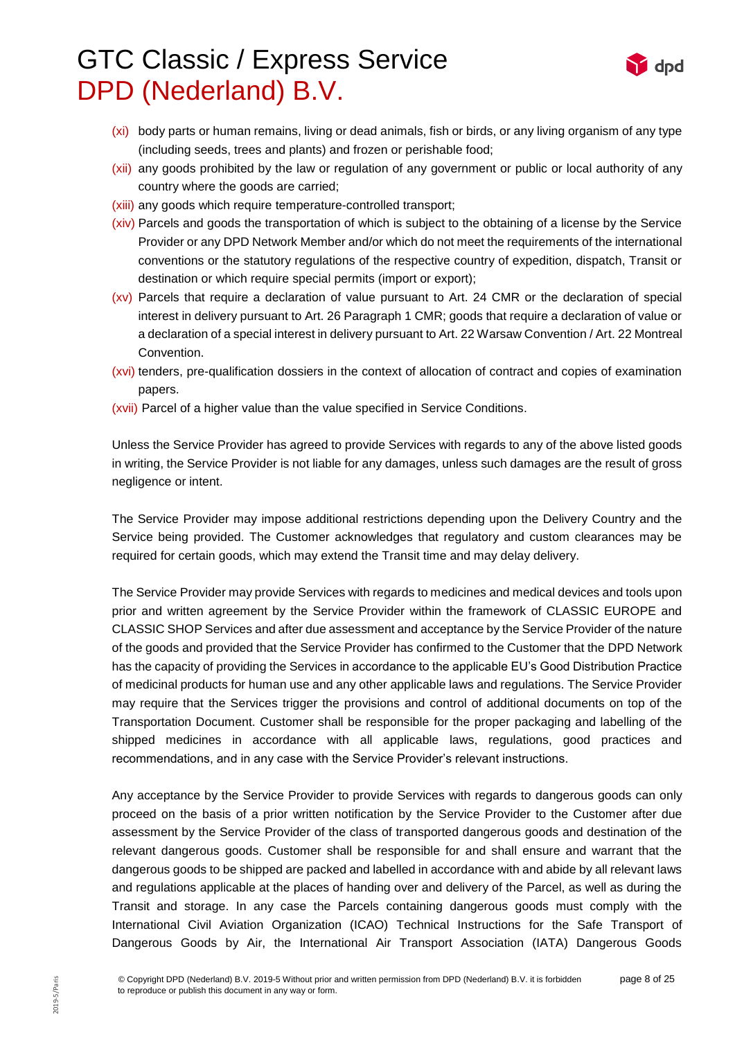(xi) body parts or human remains, living or dead animals, fish or birds, or any living organism of any type (including seeds, trees and plants) and frozen or perishable food;

(xii) any goods prohibited by the law or regulation of any government or public or local authority of any country where the goods are carried;

(xiii) any goods which require temperature-controlled transport;

(xiv) Parcels and goods the transportation of which is subject to the obtaining of a license by the Service Provider or any DPD Network Member and/or which do not meet the requirements of the international conventions or the statutory regulations of the respective country of expedition, dispatch, Transit or destination or which require special permits (import or export);

(xv) Parcels that require a declaration of value pursuant to Art. 24 CMR or the declaration of special interest in delivery pursuant to Art. 26 Paragraph 1 CMR; goods that require a declaration of value or a declaration of a special interest in delivery pursuant to Art. 22 Warsaw Convention / Art. 22 Montreal Convention.

(xvi) tenders, pre-qualification dossiers in the context of allocation of contract and copies of examination papers.

(xvii) Parcel of a higher value than the value specified in Service Conditions.

Unless the Service Provider has agreed to provide Services with regards to any of the above listed goods in writing, the Service Provider is not liable for any damages, unless such damages are the result of gross negligence or intent.

The Service Provider may impose additional restrictions depending upon the Delivery Country and the Service being provided. The Customer acknowledges that regulatory and custom clearances may be required for certain goods, which may extend the Transit time and may delay delivery.

The Service Provider may provide Services with regards to medicines and medical devices and tools upon prior and written agreement by the Service Provider within the framework of CLASSIC EUROPE and CLASSIC SHOP Services and after due assessment and acceptance by the Service Provider of the nature of the goods and provided that the Service Provider has confirmed to the Customer that the DPD Network has the capacity of providing the Services in accordance to the applicable EU's Good Distribution Practice of medicinal products for human use and any other applicable laws and regulations. The Service Provider may require that the Services trigger the provisions and control of additional documents on top of the Transportation Document. Customer shall be responsible for the proper packaging and labelling of the shipped medicines in accordance with all applicable laws, regulations, good practices and recommendations, and in any case with the Service Provider's relevant instructions.

Any acceptance by the Service Provider to provide Services with regards to dangerous goods can only proceed on the basis of a prior written notification by the Service Provider to the Customer after due assessment by the Service Provider of the class of transported dangerous goods and destination of the relevant dangerous goods. Customer shall be responsible for and shall ensure and warrant that the dangerous goods to be shipped are packed and labelled in accordance with and abide by all relevant laws and regulations applicable at the places of handing over and delivery of the Parcel, as well as during the Transit and storage. In any case the Parcels containing dangerous goods must comply with the International Civil Aviation Organization (ICAO) Technical Instructions for the Safe Transport of Dangerous Goods by Air, the International Air Transport Association (IATA) Dangerous Goods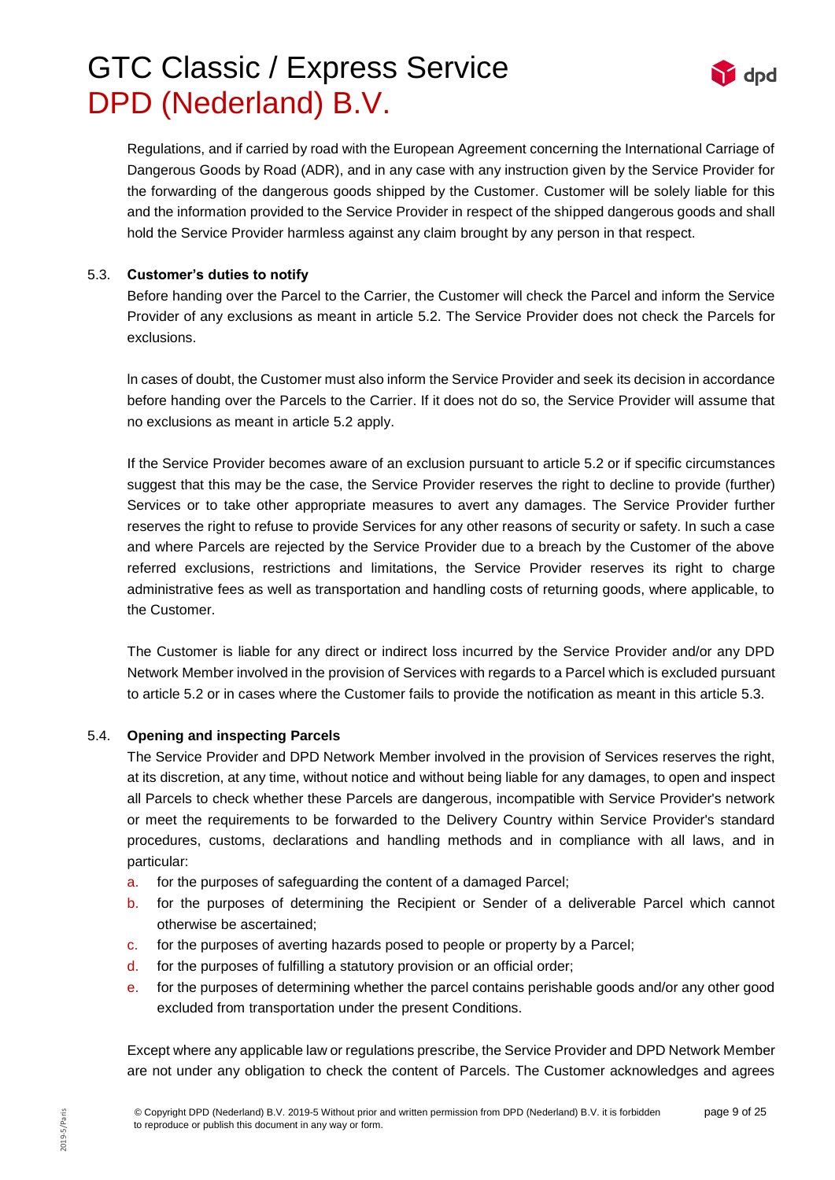Regulations, and if carried by road with the European Agreement concerning the International Carriage of Dangerous Goods by Road (ADR), and in any case with any instruction given by the Service Provider for the forwarding of the dangerous goods shipped by the Customer. Customer will be solely liable for this and the information provided to the Service Provider in respect of the shipped dangerous goods and shall hold the Service Provider harmless against any claim brought by any person in that respect.

### 5.3. Customer's duties to notify

Before handing over the Parcel to the Carrier, the Customer will check the Parcel and inform the Service Provider of any exclusions as meant in article 5.2. The Service Provider does not check the Parcels for exclusions.

In cases of doubt, the Customer must also inform the Service Provider and seek its decision in accordance before handing over the Parcels to the Carrier. If it does not do so, the Service Provider will assume that no exclusions as meant in article 5.2 apply.

If the Service Provider becomes aware of an exclusion pursuant to article 5.2 or if specific circumstances suggest that this may be the case, the Service Provider reserves the right to decline to provide (further) Services or to take other appropriate measures to avert any damages. The Service Provider further reserves the right to refuse to provide Services for any other reasons of security or safety. In such a case and where Parcels are rejected by the Service Provider due to a breach by the Customer of the above referred exclusions, restrictions and limitations, the Service Provider reserves its right to charge administrative fees as well as transportation and handling costs of returning goods, where applicable, to the Customer.

The Customer is liable for any direct or indirect loss incurred by the Service Provider and/or any DPD Network Member involved in the provision of Services with regards to a Parcel which is excluded pursuant to article 5.2 or in cases where the Customer fails to provide the notification as meant in this article 5.3.

### 5.4. Opening and inspecting Parcels

The Service Provider and DPD Network Member involved in the provision of Services reserves the right, at its discretion, at any time, without notice and without being liable for any damages, to open and inspect all Parcels to check whether these Parcels are dangerous, incompatible with Service Provider's network or meet the requirements to be forwarded to the Delivery Country within Service Provider's standard procedures, customs, declarations and handling methods and in compliance with all laws, and in particular:

a. for the purposes of safeguarding the content of a damaged Parcel;
b. for the purposes of determining the Recipient or Sender of a deliverable Parcel which cannot otherwise be ascertained;
c. for the purposes of averting hazards posed to people or property by a Parcel;
d. for the purposes of fulfilling a statutory provision or an official order;
e. for the purposes of determining whether the parcel contains perishable goods and/or any other good excluded from transportation under the present Conditions.

Except where any applicable law or regulations prescribe, the Service Provider and DPD Network Member are not under any obligation to check the content of Parcels. The Customer acknowledges and agrees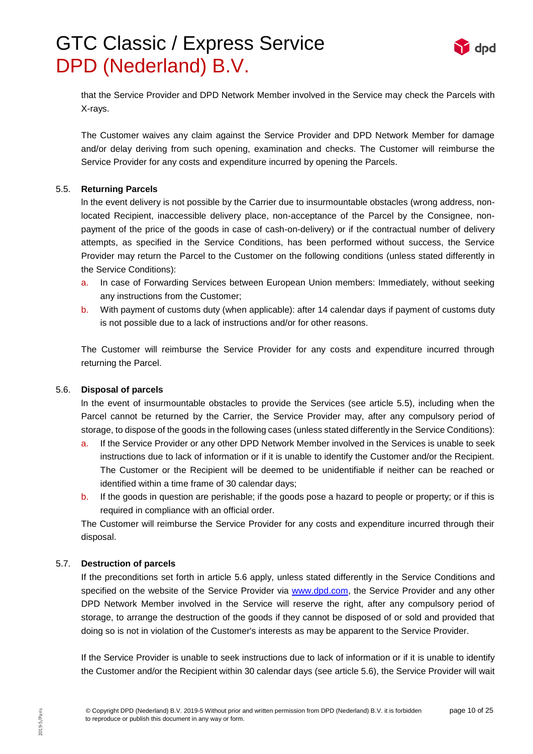that the Service Provider and DPD Network Member involved in the Service may check the Parcels with X-rays.

The Customer waives any claim against the Service Provider and DPD Network Member for damage and/or delay deriving from such opening, examination and checks. The Customer will reimburse the Service Provider for any costs and expenditure incurred by opening the Parcels.

### 5.5. Returning Parcels

In the event delivery is not possible by the Carrier due to insurmountable obstacles (wrong address, non-located Recipient, inaccessible delivery place, non-acceptance of the Parcel by the Consignee, non-payment of the price of the goods in case of cash-on-delivery) or if the contractual number of delivery attempts, as specified in the Service Conditions, has been performed without success, the Service Provider may return the Parcel to the Customer on the following conditions (unless stated differently in the Service Conditions):

a. In case of Forwarding Services between European Union members: Immediately, without seeking any instructions from the Customer;
b. With payment of customs duty (when applicable): after 14 calendar days if payment of customs duty is not possible due to a lack of instructions and/or for other reasons.

The Customer will reimburse the Service Provider for any costs and expenditure incurred through returning the Parcel.

### 5.6. Disposal of parcels

In the event of insurmountable obstacles to provide the Services (see article 5.5), including when the Parcel cannot be returned by the Carrier, the Service Provider may, after any compulsory period of storage, to dispose of the goods in the following cases (unless stated differently in the Service Conditions):

a. If the Service Provider or any other DPD Network Member involved in the Services is unable to seek instructions due to lack of information or if it is unable to identify the Customer and/or the Recipient. The Customer or the Recipient will be deemed to be unidentifiable if neither can be reached or identified within a time frame of 30 calendar days;
b. If the goods in question are perishable; if the goods pose a hazard to people or property; or if this is required in compliance with an official order.

The Customer will reimburse the Service Provider for any costs and expenditure incurred through their disposal.

### 5.7. Destruction of parcels

If the preconditions set forth in article 5.6 apply, unless stated differently in the Service Conditions and specified on the website of the Service Provider via [www.dpd.com](http://www.dpd.com), the Service Provider and any other DPD Network Member involved in the Service will reserve the right, after any compulsory period of storage, to arrange the destruction of the goods if they cannot be disposed of or sold and provided that doing so is not in violation of the Customer's interests as may be apparent to the Service Provider.

If the Service Provider is unable to seek instructions due to lack of information or if it is unable to identify the Customer and/or the Recipient within 30 calendar days (see article 5.6), the Service Provider will wait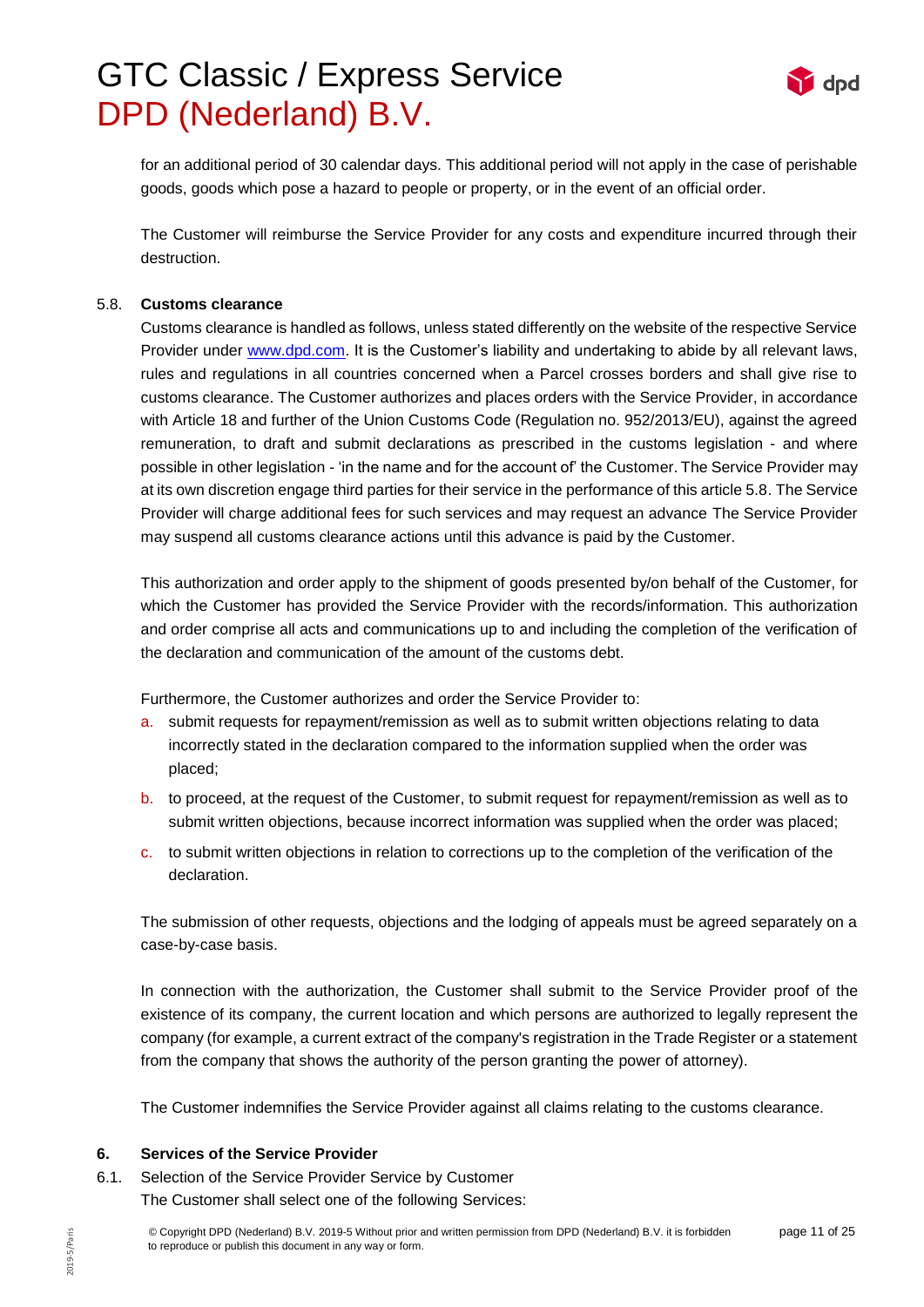for an additional period of 30 calendar days. This additional period will not apply in the case of perishable goods, goods which pose a hazard to people or property, or in the event of an official order.

The Customer will reimburse the Service Provider for any costs and expenditure incurred through their destruction.

### 5.8. Customs clearance

Customs clearance is handled as follows, unless stated differently on the website of the respective Service Provider under www.dpd.com. It is the Customer's liability and undertaking to abide by all relevant laws, rules and regulations in all countries concerned when a Parcel crosses borders and shall give rise to customs clearance. The Customer authorizes and places orders with the Service Provider, in accordance with Article 18 and further of the Union Customs Code (Regulation no. 952/2013/EU), against the agreed remuneration, to draft and submit declarations as prescribed in the customs legislation - and where possible in other legislation - 'in the name and for the account of' the Customer. The Service Provider may at its own discretion engage third parties for their service in the performance of this article 5.8. The Service Provider will charge additional fees for such services and may request an advance The Service Provider may suspend all customs clearance actions until this advance is paid by the Customer.

This authorization and order apply to the shipment of goods presented by/on behalf of the Customer, for which the Customer has provided the Service Provider with the records/information. This authorization and order comprise all acts and communications up to and including the completion of the verification of the declaration and communication of the amount of the customs debt.

Furthermore, the Customer authorizes and order the Service Provider to:

a. submit requests for repayment/remission as well as to submit written objections relating to data incorrectly stated in the declaration compared to the information supplied when the order was placed;
b. to proceed, at the request of the Customer, to submit request for repayment/remission as well as to submit written objections, because incorrect information was supplied when the order was placed;
c. to submit written objections in relation to corrections up to the completion of the verification of the declaration.

The submission of other requests, objections and the lodging of appeals must be agreed separately on a case-by-case basis.

In connection with the authorization, the Customer shall submit to the Service Provider proof of the existence of its company, the current location and which persons are authorized to legally represent the company (for example, a current extract of the company's registration in the Trade Register or a statement from the company that shows the authority of the person granting the power of attorney).

The Customer indemnifies the Service Provider against all claims relating to the customs clearance.

## 6. Services of the Service Provider

6.1. Selection of the Service Provider Service by Customer

The Customer shall select one of the following Services: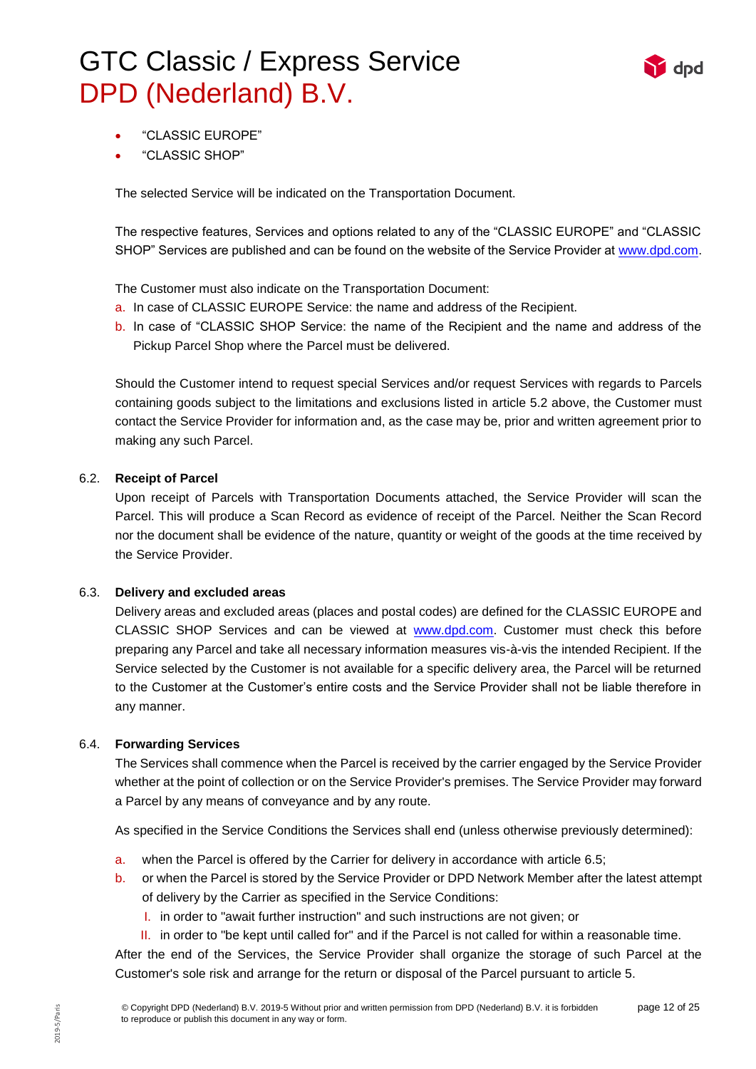- "CLASSIC EUROPE"
- "CLASSIC SHOP"

The selected Service will be indicated on the Transportation Document.

The respective features, Services and options related to any of the "CLASSIC EUROPE" and "CLASSIC SHOP" Services are published and can be found on the website of the Service Provider at www.dpd.com.

The Customer must also indicate on the Transportation Document:

a. In case of CLASSIC EUROPE Service: the name and address of the Recipient.
b. In case of "CLASSIC SHOP Service: the name of the Recipient and the name and address of the Pickup Parcel Shop where the Parcel must be delivered.

Should the Customer intend to request special Services and/or request Services with regards to Parcels containing goods subject to the limitations and exclusions listed in article 5.2 above, the Customer must contact the Service Provider for information and, as the case may be, prior and written agreement prior to making any such Parcel.

### 6.2. Receipt of Parcel

Upon receipt of Parcels with Transportation Documents attached, the Service Provider will scan the Parcel. This will produce a Scan Record as evidence of receipt of the Parcel. Neither the Scan Record nor the document shall be evidence of the nature, quantity or weight of the goods at the time received by the Service Provider.

### 6.3. Delivery and excluded areas

Delivery areas and excluded areas (places and postal codes) are defined for the CLASSIC EUROPE and CLASSIC SHOP Services and can be viewed at www.dpd.com. Customer must check this before preparing any Parcel and take all necessary information measures vis-à-vis the intended Recipient. If the Service selected by the Customer is not available for a specific delivery area, the Parcel will be returned to the Customer at the Customer's entire costs and the Service Provider shall not be liable therefore in any manner.

### 6.4. Forwarding Services

The Services shall commence when the Parcel is received by the carrier engaged by the Service Provider whether at the point of collection or on the Service Provider's premises. The Service Provider may forward a Parcel by any means of conveyance and by any route.

As specified in the Service Conditions the Services shall end (unless otherwise previously determined):

a. when the Parcel is offered by the Carrier for delivery in accordance with article 6.5;
b. or when the Parcel is stored by the Service Provider or DPD Network Member after the latest attempt of delivery by the Carrier as specified in the Service Conditions:
   I. in order to "await further instruction" and such instructions are not given; or
   II. in order to "be kept until called for" and if the Parcel is not called for within a reasonable time.

After the end of the Services, the Service Provider shall organize the storage of such Parcel at the Customer's sole risk and arrange for the return or disposal of the Parcel pursuant to article 5.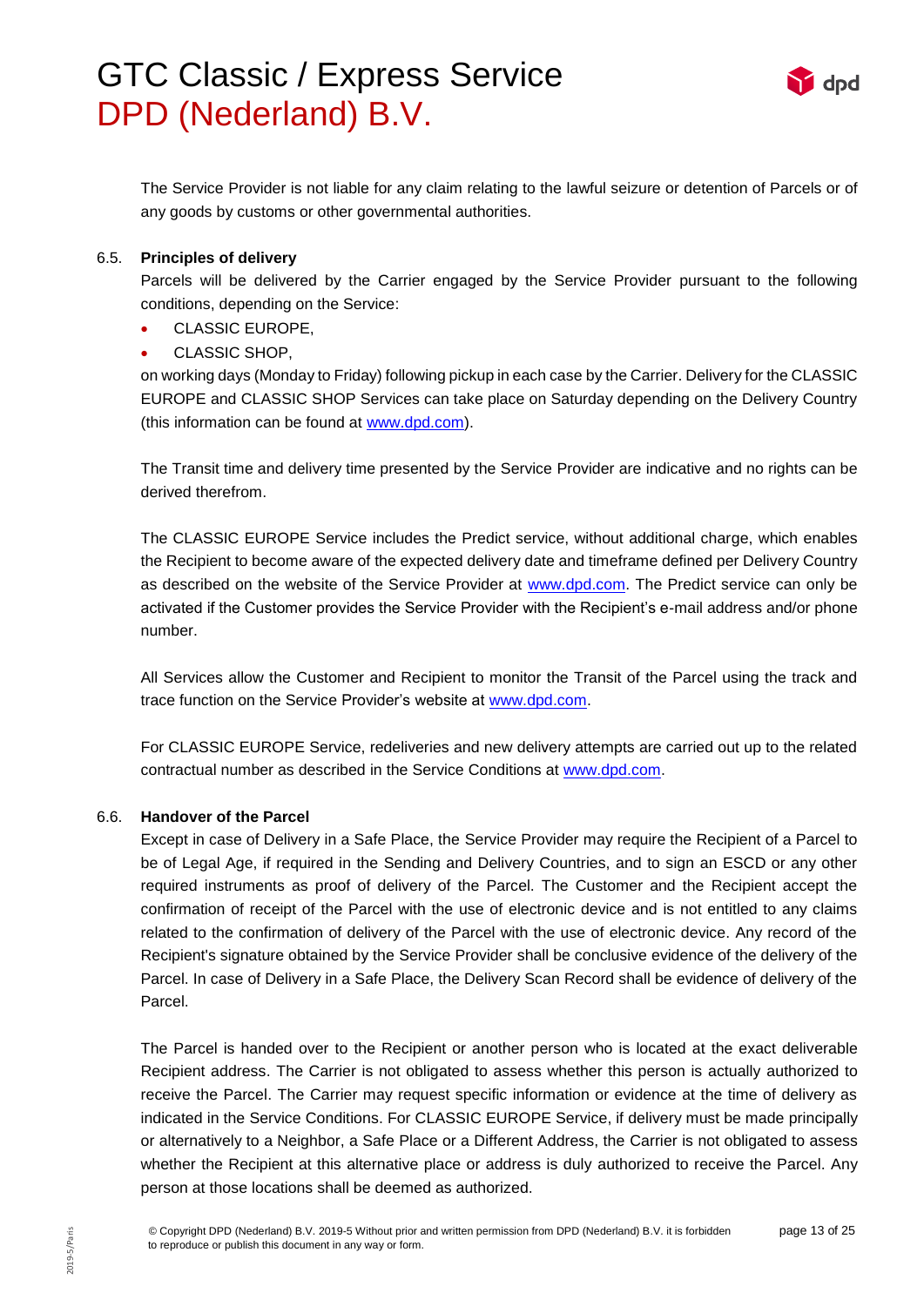The Service Provider is not liable for any claim relating to the lawful seizure or detention of Parcels or of any goods by customs or other governmental authorities.

### 6.5. Principles of delivery

Parcels will be delivered by the Carrier engaged by the Service Provider pursuant to the following conditions, depending on the Service:

- CLASSIC EUROPE,
- CLASSIC SHOP,

on working days (Monday to Friday) following pickup in each case by the Carrier. Delivery for the CLASSIC EUROPE and CLASSIC SHOP Services can take place on Saturday depending on the Delivery Country (this information can be found at www.dpd.com).

The Transit time and delivery time presented by the Service Provider are indicative and no rights can be derived therefrom.

The CLASSIC EUROPE Service includes the Predict service, without additional charge, which enables the Recipient to become aware of the expected delivery date and timeframe defined per Delivery Country as described on the website of the Service Provider at www.dpd.com. The Predict service can only be activated if the Customer provides the Service Provider with the Recipient's e-mail address and/or phone number.

All Services allow the Customer and Recipient to monitor the Transit of the Parcel using the track and trace function on the Service Provider's website at www.dpd.com.

For CLASSIC EUROPE Service, redeliveries and new delivery attempts are carried out up to the related contractual number as described in the Service Conditions at www.dpd.com.

### 6.6. Handover of the Parcel

Except in case of Delivery in a Safe Place, the Service Provider may require the Recipient of a Parcel to be of Legal Age, if required in the Sending and Delivery Countries, and to sign an ESCD or any other required instruments as proof of delivery of the Parcel. The Customer and the Recipient accept the confirmation of receipt of the Parcel with the use of electronic device and is not entitled to any claims related to the confirmation of delivery of the Parcel with the use of electronic device. Any record of the Recipient's signature obtained by the Service Provider shall be conclusive evidence of the delivery of the Parcel. In case of Delivery in a Safe Place, the Delivery Scan Record shall be evidence of delivery of the Parcel.

The Parcel is handed over to the Recipient or another person who is located at the exact deliverable Recipient address. The Carrier is not obligated to assess whether this person is actually authorized to receive the Parcel. The Carrier may request specific information or evidence at the time of delivery as indicated in the Service Conditions. For CLASSIC EUROPE Service, if delivery must be made principally or alternatively to a Neighbor, a Safe Place or a Different Address, the Carrier is not obligated to assess whether the Recipient at this alternative place or address is duly authorized to receive the Parcel. Any person at those locations shall be deemed as authorized.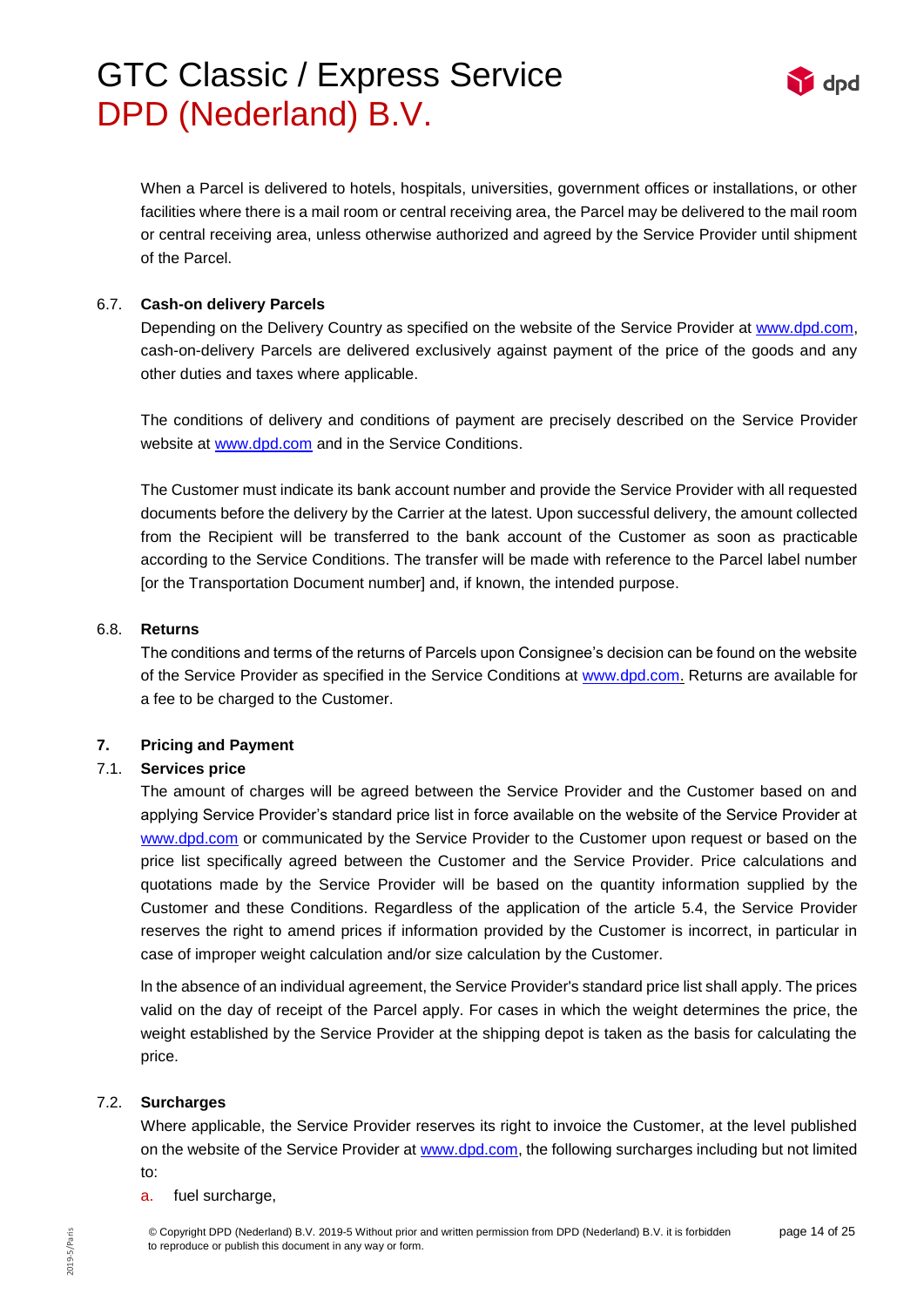When a Parcel is delivered to hotels, hospitals, universities, government offices or installations, or other facilities where there is a mail room or central receiving area, the Parcel may be delivered to the mail room or central receiving area, unless otherwise authorized and agreed by the Service Provider until shipment of the Parcel.

### 6.7. Cash-on delivery Parcels

Depending on the Delivery Country as specified on the website of the Service Provider at www.dpd.com, cash-on-delivery Parcels are delivered exclusively against payment of the price of the goods and any other duties and taxes where applicable.

The conditions of delivery and conditions of payment are precisely described on the Service Provider website at www.dpd.com and in the Service Conditions.

The Customer must indicate its bank account number and provide the Service Provider with all requested documents before the delivery by the Carrier at the latest. Upon successful delivery, the amount collected from the Recipient will be transferred to the bank account of the Customer as soon as practicable according to the Service Conditions. The transfer will be made with reference to the Parcel label number [or the Transportation Document number] and, if known, the intended purpose.

### 6.8. Returns

The conditions and terms of the returns of Parcels upon Consignee's decision can be found on the website of the Service Provider as specified in the Service Conditions at www.dpd.com. Returns are available for a fee to be charged to the Customer.

## 7. Pricing and Payment

### 7.1. Services price

The amount of charges will be agreed between the Service Provider and the Customer based on and applying Service Provider's standard price list in force available on the website of the Service Provider at www.dpd.com or communicated by the Service Provider to the Customer upon request or based on the price list specifically agreed between the Customer and the Service Provider. Price calculations and quotations made by the Service Provider will be based on the quantity information supplied by the Customer and these Conditions. Regardless of the application of the article 5.4, the Service Provider reserves the right to amend prices if information provided by the Customer is incorrect, in particular in case of improper weight calculation and/or size calculation by the Customer.

In the absence of an individual agreement, the Service Provider's standard price list shall apply. The prices valid on the day of receipt of the Parcel apply. For cases in which the weight determines the price, the weight established by the Service Provider at the shipping depot is taken as the basis for calculating the price.

### 7.2. Surcharges

Where applicable, the Service Provider reserves its right to invoice the Customer, at the level published on the website of the Service Provider at www.dpd.com, the following surcharges including but not limited to:

a. fuel surcharge,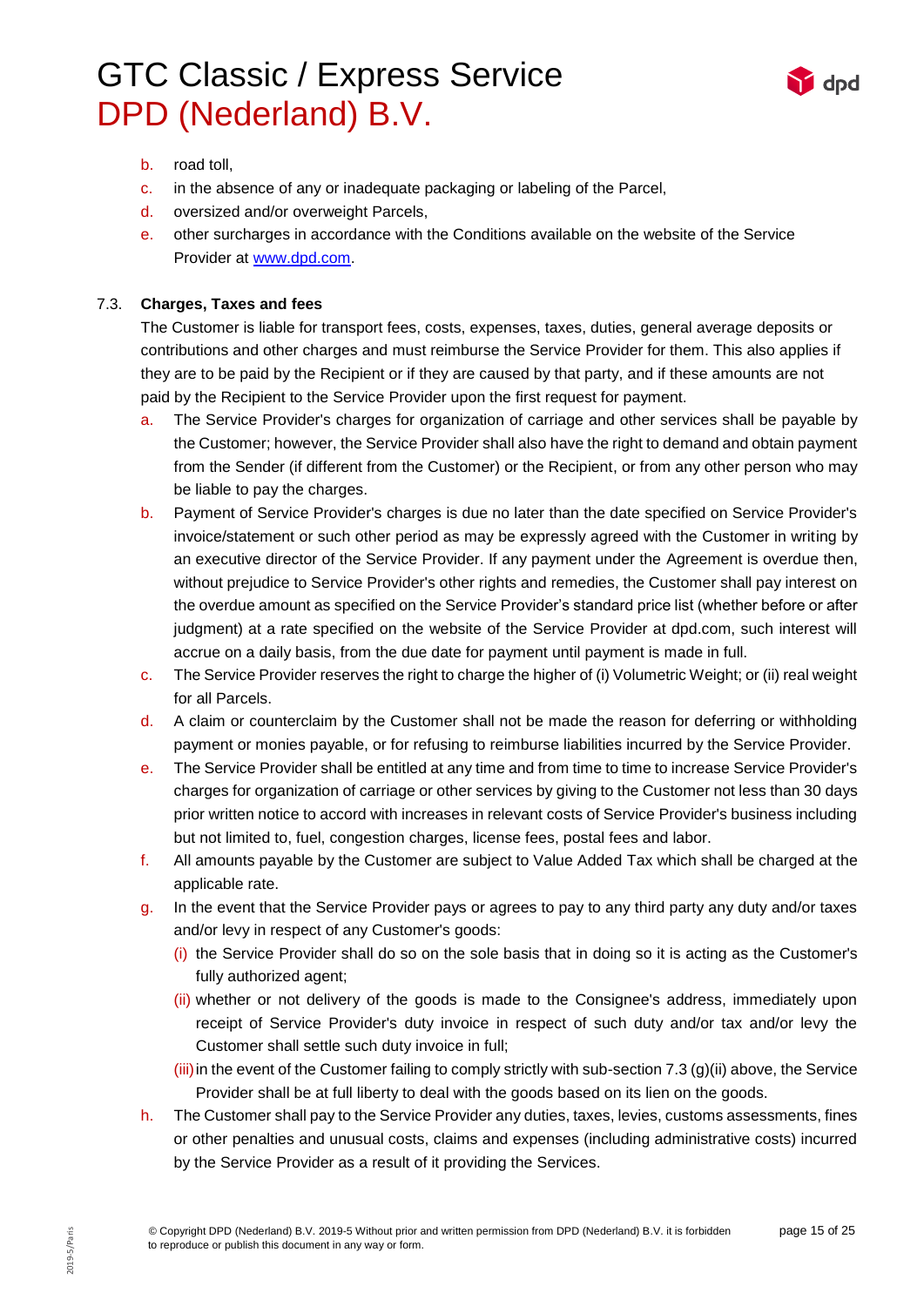b. road toll,
c. in the absence of any or inadequate packaging or labeling of the Parcel,
d. oversized and/or overweight Parcels,
e. other surcharges in accordance with the Conditions available on the website of the Service Provider at [www.dpd.com](www.dpd.com).

### 7.3. Charges, Taxes and fees

The Customer is liable for transport fees, costs, expenses, taxes, duties, general average deposits or contributions and other charges and must reimburse the Service Provider for them. This also applies if they are to be paid by the Recipient or if they are caused by that party, and if these amounts are not paid by the Recipient to the Service Provider upon the first request for payment.

a. The Service Provider's charges for organization of carriage and other services shall be payable by the Customer; however, the Service Provider shall also have the right to demand and obtain payment from the Sender (if different from the Customer) or the Recipient, or from any other person who may be liable to pay the charges.
b. Payment of Service Provider's charges is due no later than the date specified on Service Provider's invoice/statement or such other period as may be expressly agreed with the Customer in writing by an executive director of the Service Provider. If any payment under the Agreement is overdue then, without prejudice to Service Provider's other rights and remedies, the Customer shall pay interest on the overdue amount as specified on the Service Provider's standard price list (whether before or after judgment) at a rate specified on the website of the Service Provider at dpd.com, such interest will accrue on a daily basis, from the due date for payment until payment is made in full.
c. The Service Provider reserves the right to charge the higher of (i) Volumetric Weight; or (ii) real weight for all Parcels.
d. A claim or counterclaim by the Customer shall not be made the reason for deferring or withholding payment or monies payable, or for refusing to reimburse liabilities incurred by the Service Provider.
e. The Service Provider shall be entitled at any time and from time to time to increase Service Provider's charges for organization of carriage or other services by giving to the Customer not less than 30 days prior written notice to accord with increases in relevant costs of Service Provider's business including but not limited to, fuel, congestion charges, license fees, postal fees and labor.
f. All amounts payable by the Customer are subject to Value Added Tax which shall be charged at the applicable rate.
g. In the event that the Service Provider pays or agrees to pay to any third party any duty and/or taxes and/or levy in respect of any Customer's goods:
   (i) the Service Provider shall do so on the sole basis that in doing so it is acting as the Customer's fully authorized agent;
   (ii) whether or not delivery of the goods is made to the Consignee's address, immediately upon receipt of Service Provider's duty invoice in respect of such duty and/or tax and/or levy the Customer shall settle such duty invoice in full;
   (iii) in the event of the Customer failing to comply strictly with sub-section 7.3 (g)(ii) above, the Service Provider shall be at full liberty to deal with the goods based on its lien on the goods.
h. The Customer shall pay to the Service Provider any duties, taxes, levies, customs assessments, fines or other penalties and unusual costs, claims and expenses (including administrative costs) incurred by the Service Provider as a result of it providing the Services.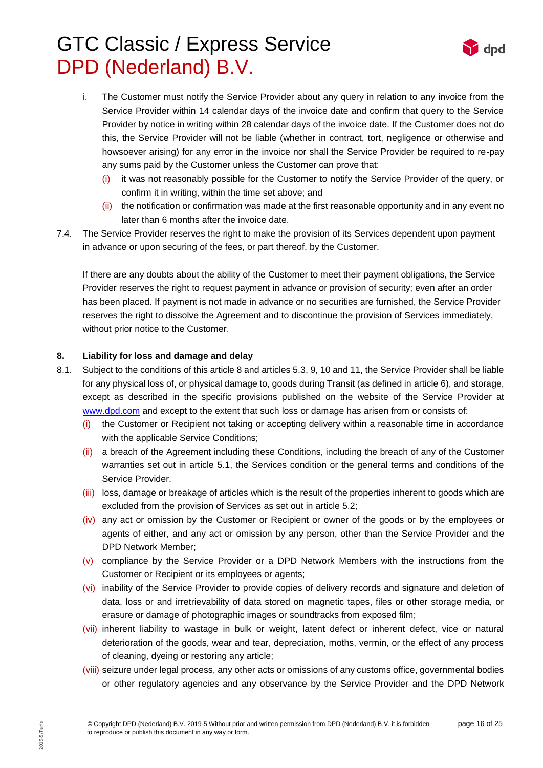i. The Customer must notify the Service Provider about any query in relation to any invoice from the Service Provider within 14 calendar days of the invoice date and confirm that query to the Service Provider by notice in writing within 28 calendar days of the invoice date. If the Customer does not do this, the Service Provider will not be liable (whether in contract, tort, negligence or otherwise and howsoever arising) for any error in the invoice nor shall the Service Provider be required to re-pay any sums paid by the Customer unless the Customer can prove that:
   (i) it was not reasonably possible for the Customer to notify the Service Provider of the query, or confirm it in writing, within the time set above; and
   (ii) the notification or confirmation was made at the first reasonable opportunity and in any event no later than 6 months after the invoice date.

7.4. The Service Provider reserves the right to make the provision of its Services dependent upon payment in advance or upon securing of the fees, or part thereof, by the Customer.

If there are any doubts about the ability of the Customer to meet their payment obligations, the Service Provider reserves the right to request payment in advance or provision of security; even after an order has been placed. If payment is not made in advance or no securities are furnished, the Service Provider reserves the right to dissolve the Agreement and to discontinue the provision of Services immediately, without prior notice to the Customer.

**8. Liability for loss and damage and delay**

8.1. Subject to the conditions of this article 8 and articles 5.3, 9, 10 and 11, the Service Provider shall be liable for any physical loss of, or physical damage to, goods during Transit (as defined in article 6), and storage, except as described in the specific provisions published on the website of the Service Provider at www.dpd.com and except to the extent that such loss or damage has arisen from or consists of:
   (i) the Customer or Recipient not taking or accepting delivery within a reasonable time in accordance with the applicable Service Conditions;
   (ii) a breach of the Agreement including these Conditions, including the breach of any of the Customer warranties set out in article 5.1, the Services condition or the general terms and conditions of the Service Provider.
   (iii) loss, damage or breakage of articles which is the result of the properties inherent to goods which are excluded from the provision of Services as set out in article 5.2;
   (iv) any act or omission by the Customer or Recipient or owner of the goods or by the employees or agents of either, and any act or omission by any person, other than the Service Provider and the DPD Network Member;
   (v) compliance by the Service Provider or a DPD Network Members with the instructions from the Customer or Recipient or its employees or agents;
   (vi) inability of the Service Provider to provide copies of delivery records and signature and deletion of data, loss or and irretrievability of data stored on magnetic tapes, files or other storage media, or erasure or damage of photographic images or soundtracks from exposed film;
   (vii) inherent liability to wastage in bulk or weight, latent defect or inherent defect, vice or natural deterioration of the goods, wear and tear, depreciation, moths, vermin, or the effect of any process of cleaning, dyeing or restoring any article;
   (viii) seizure under legal process, any other acts or omissions of any customs office, governmental bodies or other regulatory agencies and any observance by the Service Provider and the DPD Network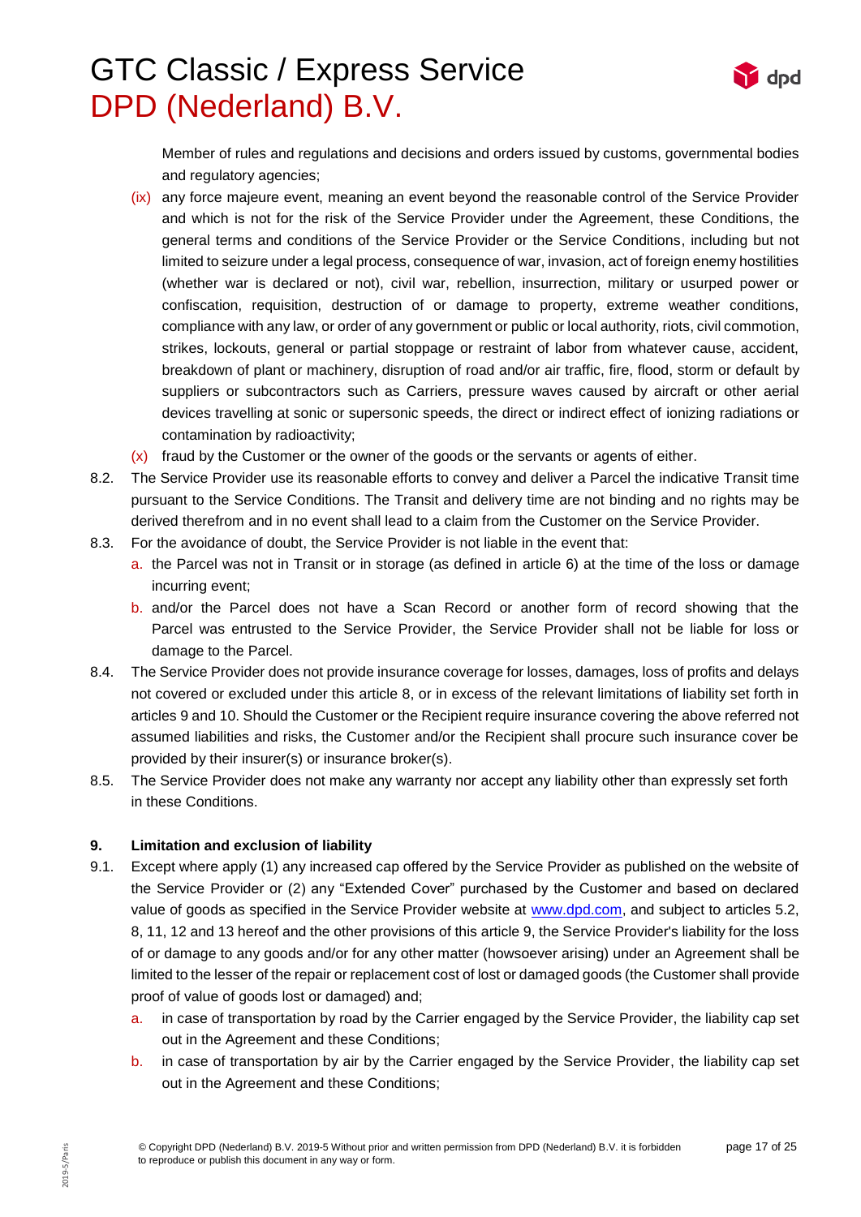Member of rules and regulations and decisions and orders issued by customs, governmental bodies and regulatory agencies;

(ix) any force majeure event, meaning an event beyond the reasonable control of the Service Provider and which is not for the risk of the Service Provider under the Agreement, these Conditions, the general terms and conditions of the Service Provider or the Service Conditions, including but not limited to seizure under a legal process, consequence of war, invasion, act of foreign enemy hostilities (whether war is declared or not), civil war, rebellion, insurrection, military or usurped power or confiscation, requisition, destruction of or damage to property, extreme weather conditions, compliance with any law, or order of any government or public or local authority, riots, civil commotion, strikes, lockouts, general or partial stoppage or restraint of labor from whatever cause, accident, breakdown of plant or machinery, disruption of road and/or air traffic, fire, flood, storm or default by suppliers or subcontractors such as Carriers, pressure waves caused by aircraft or other aerial devices travelling at sonic or supersonic speeds, the direct or indirect effect of ionizing radiations or contamination by radioactivity;

(x) fraud by the Customer or the owner of the goods or the servants or agents of either.

8.2. The Service Provider use its reasonable efforts to convey and deliver a Parcel the indicative Transit time pursuant to the Service Conditions. The Transit and delivery time are not binding and no rights may be derived therefrom and in no event shall lead to a claim from the Customer on the Service Provider.

8.3. For the avoidance of doubt, the Service Provider is not liable in the event that:

a. the Parcel was not in Transit or in storage (as defined in article 6) at the time of the loss or damage incurring event;

b. and/or the Parcel does not have a Scan Record or another form of record showing that the Parcel was entrusted to the Service Provider, the Service Provider shall not be liable for loss or damage to the Parcel.

8.4. The Service Provider does not provide insurance coverage for losses, damages, loss of profits and delays not covered or excluded under this article 8, or in excess of the relevant limitations of liability set forth in articles 9 and 10. Should the Customer or the Recipient require insurance covering the above referred not assumed liabilities and risks, the Customer and/or the Recipient shall procure such insurance cover be provided by their insurer(s) or insurance broker(s).

8.5. The Service Provider does not make any warranty nor accept any liability other than expressly set forth in these Conditions.

## 9. Limitation and exclusion of liability

9.1. Except where apply (1) any increased cap offered by the Service Provider as published on the website of the Service Provider or (2) any "Extended Cover" purchased by the Customer and based on declared value of goods as specified in the Service Provider website at www.dpd.com, and subject to articles 5.2, 8, 11, 12 and 13 hereof and the other provisions of this article 9, the Service Provider's liability for the loss of or damage to any goods and/or for any other matter (howsoever arising) under an Agreement shall be limited to the lesser of the repair or replacement cost of lost or damaged goods (the Customer shall provide proof of value of goods lost or damaged) and;

a. in case of transportation by road by the Carrier engaged by the Service Provider, the liability cap set out in the Agreement and these Conditions;

b. in case of transportation by air by the Carrier engaged by the Service Provider, the liability cap set out in the Agreement and these Conditions;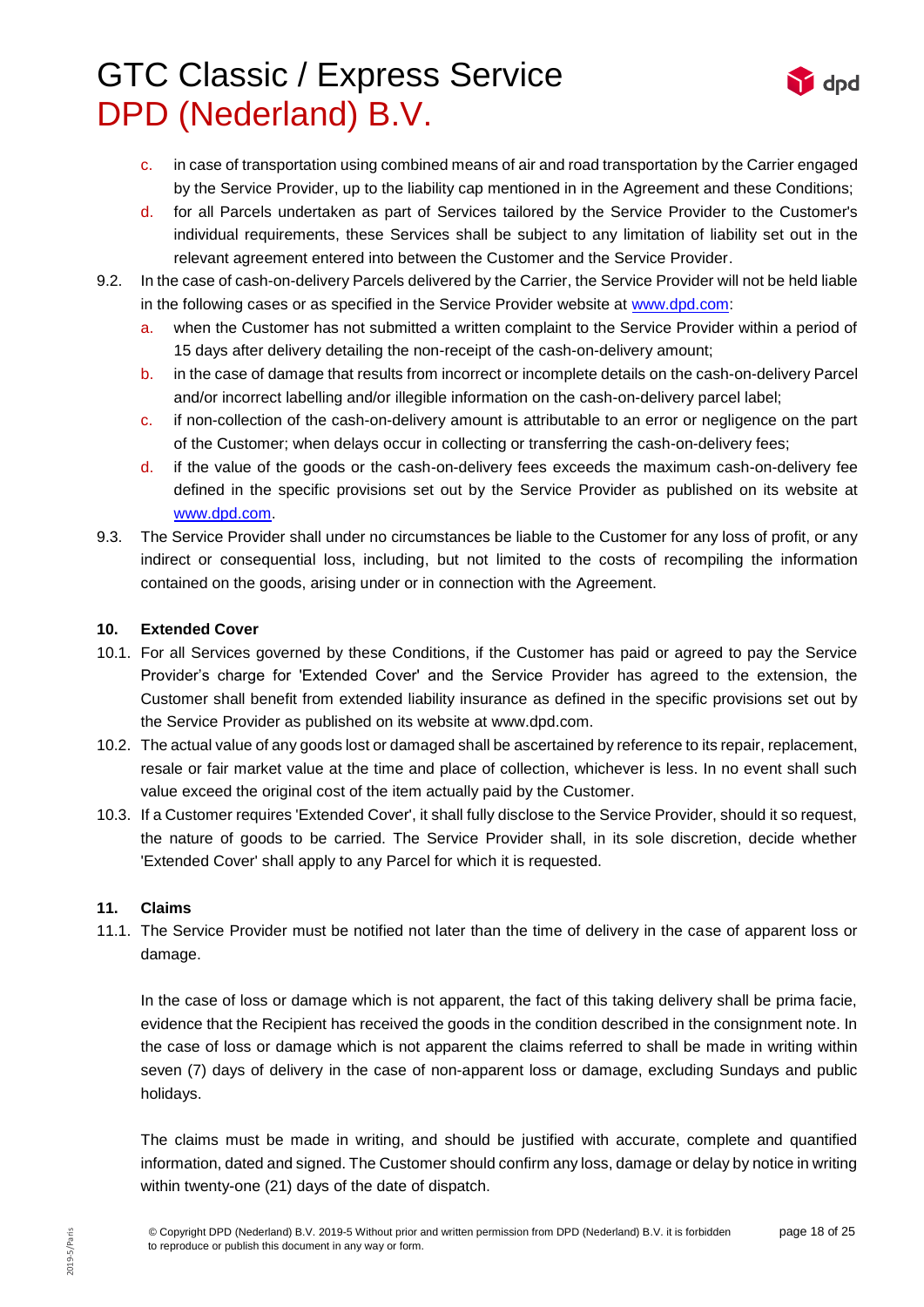c. in case of transportation using combined means of air and road transportation by the Carrier engaged by the Service Provider, up to the liability cap mentioned in in the Agreement and these Conditions;
d. for all Parcels undertaken as part of Services tailored by the Service Provider to the Customer's individual requirements, these Services shall be subject to any limitation of liability set out in the relevant agreement entered into between the Customer and the Service Provider.

9.2. In the case of cash-on-delivery Parcels delivered by the Carrier, the Service Provider will not be held liable in the following cases or as specified in the Service Provider website at www.dpd.com:
a. when the Customer has not submitted a written complaint to the Service Provider within a period of 15 days after delivery detailing the non-receipt of the cash-on-delivery amount;
b. in the case of damage that results from incorrect or incomplete details on the cash-on-delivery Parcel and/or incorrect labelling and/or illegible information on the cash-on-delivery parcel label;
c. if non-collection of the cash-on-delivery amount is attributable to an error or negligence on the part of the Customer; when delays occur in collecting or transferring the cash-on-delivery fees;
d. if the value of the goods or the cash-on-delivery fees exceeds the maximum cash-on-delivery fee defined in the specific provisions set out by the Service Provider as published on its website at www.dpd.com.

9.3. The Service Provider shall under no circumstances be liable to the Customer for any loss of profit, or any indirect or consequential loss, including, but not limited to the costs of recompiling the information contained on the goods, arising under or in connection with the Agreement.

**10. Extended Cover**

10.1. For all Services governed by these Conditions, if the Customer has paid or agreed to pay the Service Provider's charge for 'Extended Cover' and the Service Provider has agreed to the extension, the Customer shall benefit from extended liability insurance as defined in the specific provisions set out by the Service Provider as published on its website at www.dpd.com.

10.2. The actual value of any goods lost or damaged shall be ascertained by reference to its repair, replacement, resale or fair market value at the time and place of collection, whichever is less. In no event shall such value exceed the original cost of the item actually paid by the Customer.

10.3. If a Customer requires 'Extended Cover', it shall fully disclose to the Service Provider, should it so request, the nature of goods to be carried. The Service Provider shall, in its sole discretion, decide whether 'Extended Cover' shall apply to any Parcel for which it is requested.

**11. Claims**

11.1. The Service Provider must be notified not later than the time of delivery in the case of apparent loss or damage.

In the case of loss or damage which is not apparent, the fact of this taking delivery shall be prima facie, evidence that the Recipient has received the goods in the condition described in the consignment note. In the case of loss or damage which is not apparent the claims referred to shall be made in writing within seven (7) days of delivery in the case of non-apparent loss or damage, excluding Sundays and public holidays.

The claims must be made in writing, and should be justified with accurate, complete and quantified information, dated and signed. The Customer should confirm any loss, damage or delay by notice in writing within twenty-one (21) days of the date of dispatch.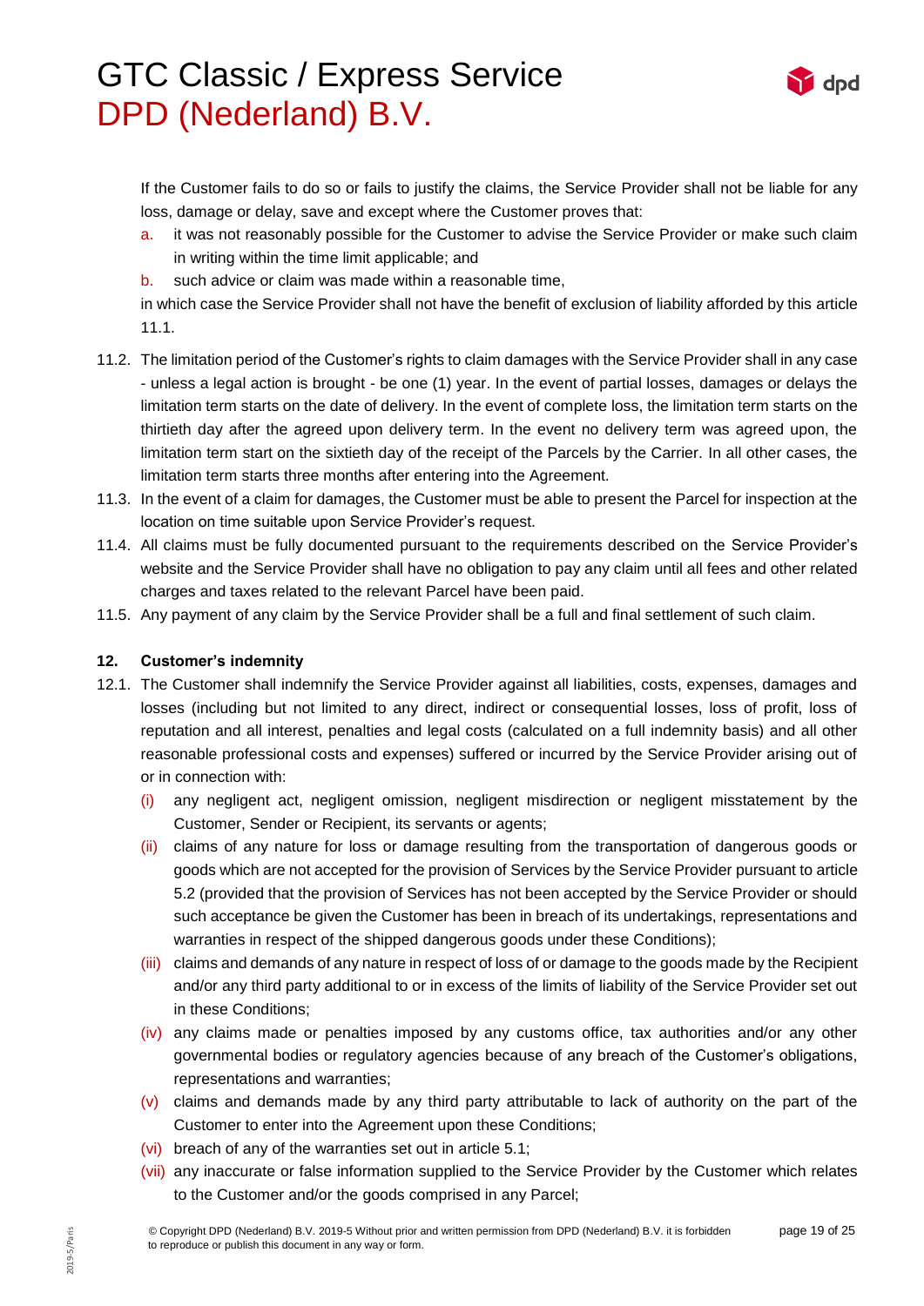If the Customer fails to do so or fails to justify the claims, the Service Provider shall not be liable for any loss, damage or delay, save and except where the Customer proves that:

a. it was not reasonably possible for the Customer to advise the Service Provider or make such claim in writing within the time limit applicable; and
b. such advice or claim was made within a reasonable time,

in which case the Service Provider shall not have the benefit of exclusion of liability afforded by this article 11.1.

11.2. The limitation period of the Customer's rights to claim damages with the Service Provider shall in any case - unless a legal action is brought - be one (1) year. In the event of partial losses, damages or delays the limitation term starts on the date of delivery. In the event of complete loss, the limitation term starts on the thirtieth day after the agreed upon delivery term. In the event no delivery term was agreed upon, the limitation term start on the sixtieth day of the receipt of the Parcels by the Carrier. In all other cases, the limitation term starts three months after entering into the Agreement.

11.3. In the event of a claim for damages, the Customer must be able to present the Parcel for inspection at the location on time suitable upon Service Provider's request.

11.4. All claims must be fully documented pursuant to the requirements described on the Service Provider's website and the Service Provider shall have no obligation to pay any claim until all fees and other related charges and taxes related to the relevant Parcel have been paid.

11.5. Any payment of any claim by the Service Provider shall be a full and final settlement of such claim.

## 12. Customer's indemnity

12.1. The Customer shall indemnify the Service Provider against all liabilities, costs, expenses, damages and losses (including but not limited to any direct, indirect or consequential losses, loss of profit, loss of reputation and all interest, penalties and legal costs (calculated on a full indemnity basis) and all other reasonable professional costs and expenses) suffered or incurred by the Service Provider arising out of or in connection with:

(i) any negligent act, negligent omission, negligent misdirection or negligent misstatement by the Customer, Sender or Recipient, its servants or agents;
(ii) claims of any nature for loss or damage resulting from the transportation of dangerous goods or goods which are not accepted for the provision of Services by the Service Provider pursuant to article 5.2 (provided that the provision of Services has not been accepted by the Service Provider or should such acceptance be given the Customer has been in breach of its undertakings, representations and warranties in respect of the shipped dangerous goods under these Conditions);
(iii) claims and demands of any nature in respect of loss of or damage to the goods made by the Recipient and/or any third party additional to or in excess of the limits of liability of the Service Provider set out in these Conditions;
(iv) any claims made or penalties imposed by any customs office, tax authorities and/or any other governmental bodies or regulatory agencies because of any breach of the Customer's obligations, representations and warranties;
(v) claims and demands made by any third party attributable to lack of authority on the part of the Customer to enter into the Agreement upon these Conditions;
(vi) breach of any of the warranties set out in article 5.1;
(vii) any inaccurate or false information supplied to the Service Provider by the Customer which relates to the Customer and/or the goods comprised in any Parcel;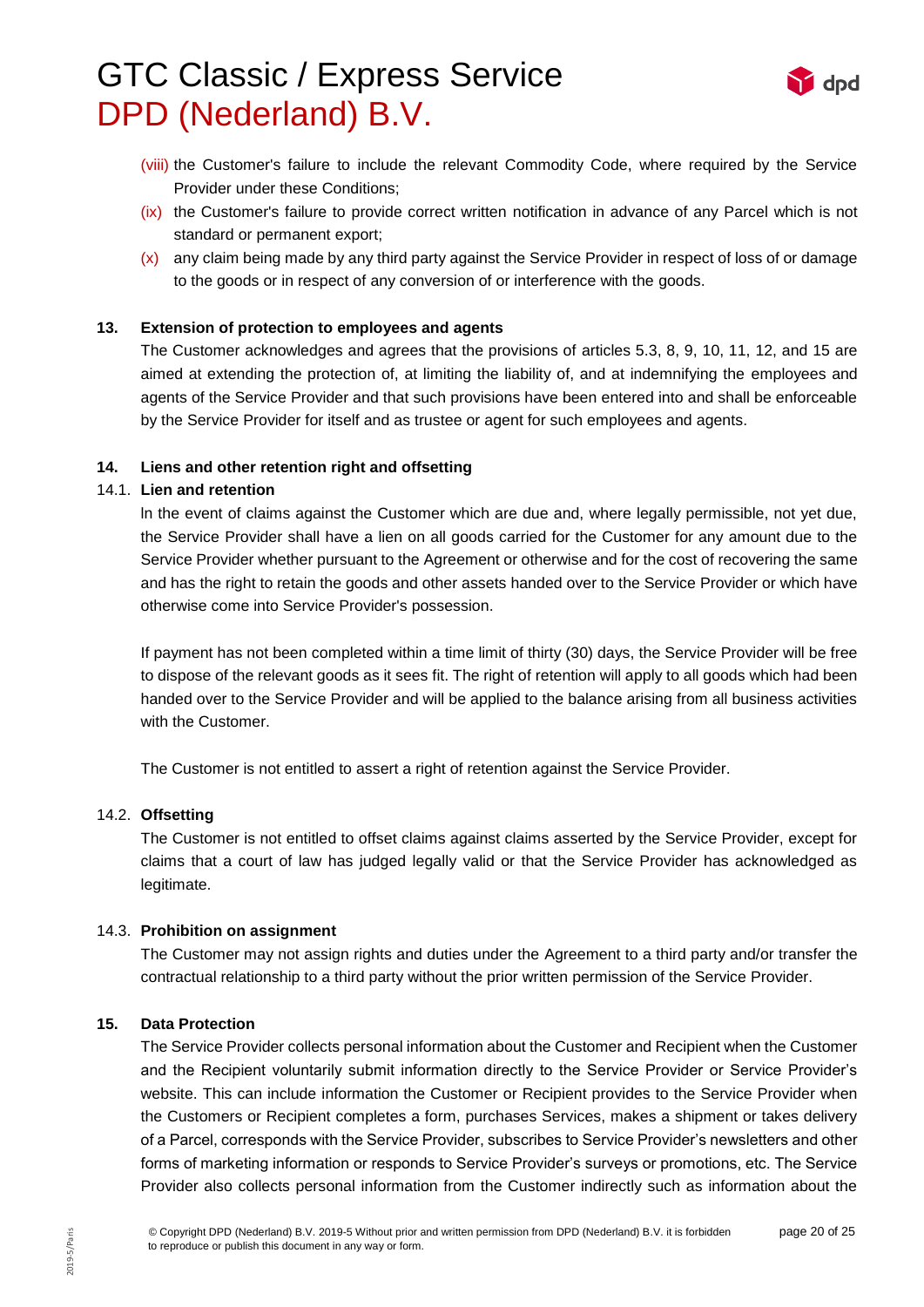(viii) the Customer's failure to include the relevant Commodity Code, where required by the Service Provider under these Conditions;

(ix) the Customer's failure to provide correct written notification in advance of any Parcel which is not standard or permanent export;

(x) any claim being made by any third party against the Service Provider in respect of loss of or damage to the goods or in respect of any conversion of or interference with the goods.

## 13. Extension of protection to employees and agents

The Customer acknowledges and agrees that the provisions of articles 5.3, 8, 9, 10, 11, 12, and 15 are aimed at extending the protection of, at limiting the liability of, and at indemnifying the employees and agents of the Service Provider and that such provisions have been entered into and shall be enforceable by the Service Provider for itself and as trustee or agent for such employees and agents.

## 14. Liens and other retention right and offsetting

### 14.1. Lien and retention

In the event of claims against the Customer which are due and, where legally permissible, not yet due, the Service Provider shall have a lien on all goods carried for the Customer for any amount due to the Service Provider whether pursuant to the Agreement or otherwise and for the cost of recovering the same and has the right to retain the goods and other assets handed over to the Service Provider or which have otherwise come into Service Provider's possession.

If payment has not been completed within a time limit of thirty (30) days, the Service Provider will be free to dispose of the relevant goods as it sees fit. The right of retention will apply to all goods which had been handed over to the Service Provider and will be applied to the balance arising from all business activities with the Customer.

The Customer is not entitled to assert a right of retention against the Service Provider.

### 14.2. Offsetting

The Customer is not entitled to offset claims against claims asserted by the Service Provider, except for claims that a court of law has judged legally valid or that the Service Provider has acknowledged as legitimate.

### 14.3. Prohibition on assignment

The Customer may not assign rights and duties under the Agreement to a third party and/or transfer the contractual relationship to a third party without the prior written permission of the Service Provider.

## 15. Data Protection

The Service Provider collects personal information about the Customer and Recipient when the Customer and the Recipient voluntarily submit information directly to the Service Provider or Service Provider's website. This can include information the Customer or Recipient provides to the Service Provider when the Customers or Recipient completes a form, purchases Services, makes a shipment or takes delivery of a Parcel, corresponds with the Service Provider, subscribes to Service Provider's newsletters and other forms of marketing information or responds to Service Provider's surveys or promotions, etc. The Service Provider also collects personal information from the Customer indirectly such as information about the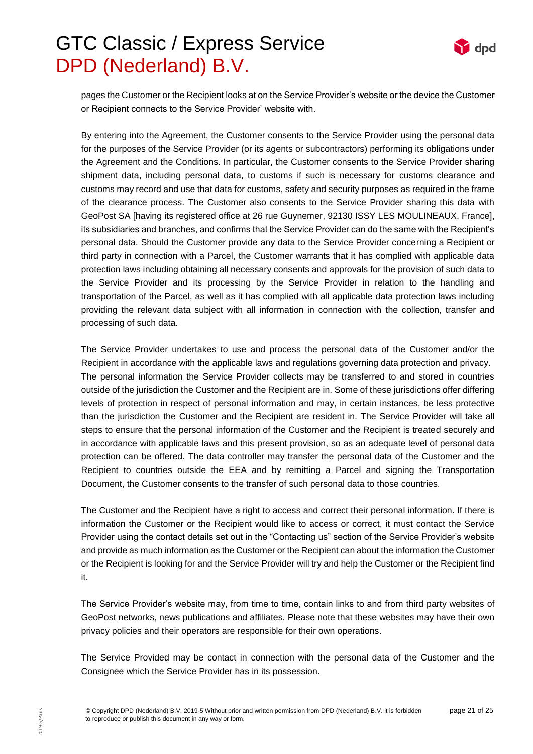pages the Customer or the Recipient looks at on the Service Provider's website or the device the Customer or Recipient connects to the Service Provider' website with.

By entering into the Agreement, the Customer consents to the Service Provider using the personal data for the purposes of the Service Provider (or its agents or subcontractors) performing its obligations under the Agreement and the Conditions. In particular, the Customer consents to the Service Provider sharing shipment data, including personal data, to customs if such is necessary for customs clearance and customs may record and use that data for customs, safety and security purposes as required in the frame of the clearance process. The Customer also consents to the Service Provider sharing this data with GeoPost SA [having its registered office at 26 rue Guynemer, 92130 ISSY LES MOULINEAUX, France], its subsidiaries and branches, and confirms that the Service Provider can do the same with the Recipient's personal data. Should the Customer provide any data to the Service Provider concerning a Recipient or third party in connection with a Parcel, the Customer warrants that it has complied with applicable data protection laws including obtaining all necessary consents and approvals for the provision of such data to the Service Provider and its processing by the Service Provider in relation to the handling and transportation of the Parcel, as well as it has complied with all applicable data protection laws including providing the relevant data subject with all information in connection with the collection, transfer and processing of such data.

The Service Provider undertakes to use and process the personal data of the Customer and/or the Recipient in accordance with the applicable laws and regulations governing data protection and privacy. The personal information the Service Provider collects may be transferred to and stored in countries outside of the jurisdiction the Customer and the Recipient are in. Some of these jurisdictions offer differing levels of protection in respect of personal information and may, in certain instances, be less protective than the jurisdiction the Customer and the Recipient are resident in. The Service Provider will take all steps to ensure that the personal information of the Customer and the Recipient is treated securely and in accordance with applicable laws and this present provision, so as an adequate level of personal data protection can be offered. The data controller may transfer the personal data of the Customer and the Recipient to countries outside the EEA and by remitting a Parcel and signing the Transportation Document, the Customer consents to the transfer of such personal data to those countries.

The Customer and the Recipient have a right to access and correct their personal information. If there is information the Customer or the Recipient would like to access or correct, it must contact the Service Provider using the contact details set out in the "Contacting us" section of the Service Provider's website and provide as much information as the Customer or the Recipient can about the information the Customer or the Recipient is looking for and the Service Provider will try and help the Customer or the Recipient find it.

The Service Provider's website may, from time to time, contain links to and from third party websites of GeoPost networks, news publications and affiliates. Please note that these websites may have their own privacy policies and their operators are responsible for their own operations.

The Service Provided may be contact in connection with the personal data of the Customer and the Consignee which the Service Provider has in its possession.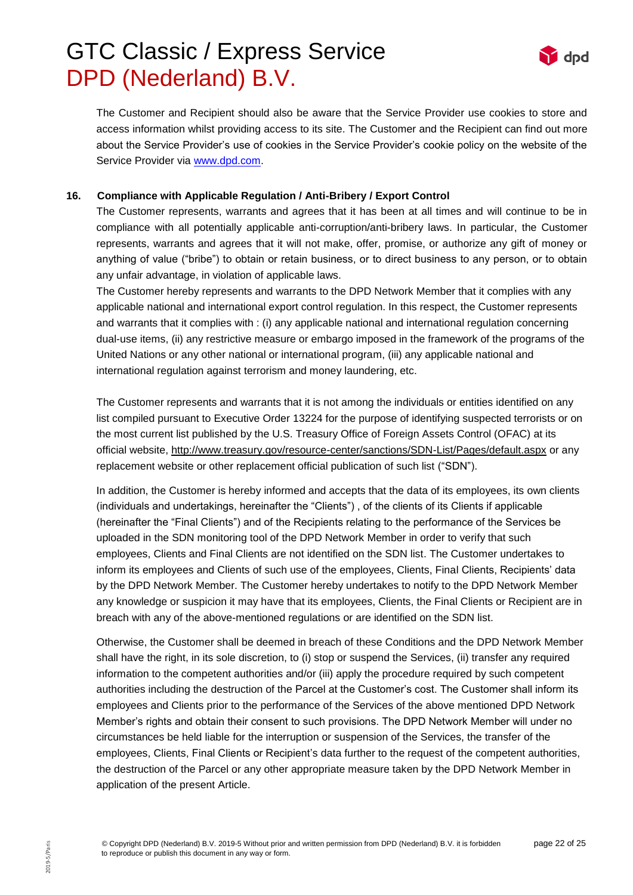The Customer and Recipient should also be aware that the Service Provider use cookies to store and access information whilst providing access to its site. The Customer and the Recipient can find out more about the Service Provider's use of cookies in the Service Provider's cookie policy on the website of the Service Provider via www.dpd.com.

## 16. Compliance with Applicable Regulation / Anti-Bribery / Export Control

The Customer represents, warrants and agrees that it has been at all times and will continue to be in compliance with all potentially applicable anti-corruption/anti-bribery laws. In particular, the Customer represents, warrants and agrees that it will not make, offer, promise, or authorize any gift of money or anything of value ("bribe") to obtain or retain business, or to direct business to any person, or to obtain any unfair advantage, in violation of applicable laws.

The Customer hereby represents and warrants to the DPD Network Member that it complies with any applicable national and international export control regulation. In this respect, the Customer represents and warrants that it complies with : (i) any applicable national and international regulation concerning dual-use items, (ii) any restrictive measure or embargo imposed in the framework of the programs of the United Nations or any other national or international program, (iii) any applicable national and international regulation against terrorism and money laundering, etc.

The Customer represents and warrants that it is not among the individuals or entities identified on any list compiled pursuant to Executive Order 13224 for the purpose of identifying suspected terrorists or on the most current list published by the U.S. Treasury Office of Foreign Assets Control (OFAC) at its official website, http://www.treasury.gov/resource-center/sanctions/SDN-List/Pages/default.aspx or any replacement website or other replacement official publication of such list ("SDN").

In addition, the Customer is hereby informed and accepts that the data of its employees, its own clients (individuals and undertakings, hereinafter the "Clients") , of the clients of its Clients if applicable (hereinafter the "Final Clients") and of the Recipients relating to the performance of the Services be uploaded in the SDN monitoring tool of the DPD Network Member in order to verify that such employees, Clients and Final Clients are not identified on the SDN list. The Customer undertakes to inform its employees and Clients of such use of the employees, Clients, Final Clients, Recipients' data by the DPD Network Member. The Customer hereby undertakes to notify to the DPD Network Member any knowledge or suspicion it may have that its employees, Clients, the Final Clients or Recipient are in breach with any of the above-mentioned regulations or are identified on the SDN list.

Otherwise, the Customer shall be deemed in breach of these Conditions and the DPD Network Member shall have the right, in its sole discretion, to (i) stop or suspend the Services, (ii) transfer any required information to the competent authorities and/or (iii) apply the procedure required by such competent authorities including the destruction of the Parcel at the Customer's cost. The Customer shall inform its employees and Clients prior to the performance of the Services of the above mentioned DPD Network Member's rights and obtain their consent to such provisions. The DPD Network Member will under no circumstances be held liable for the interruption or suspension of the Services, the transfer of the employees, Clients, Final Clients or Recipient's data further to the request of the competent authorities, the destruction of the Parcel or any other appropriate measure taken by the DPD Network Member in application of the present Article.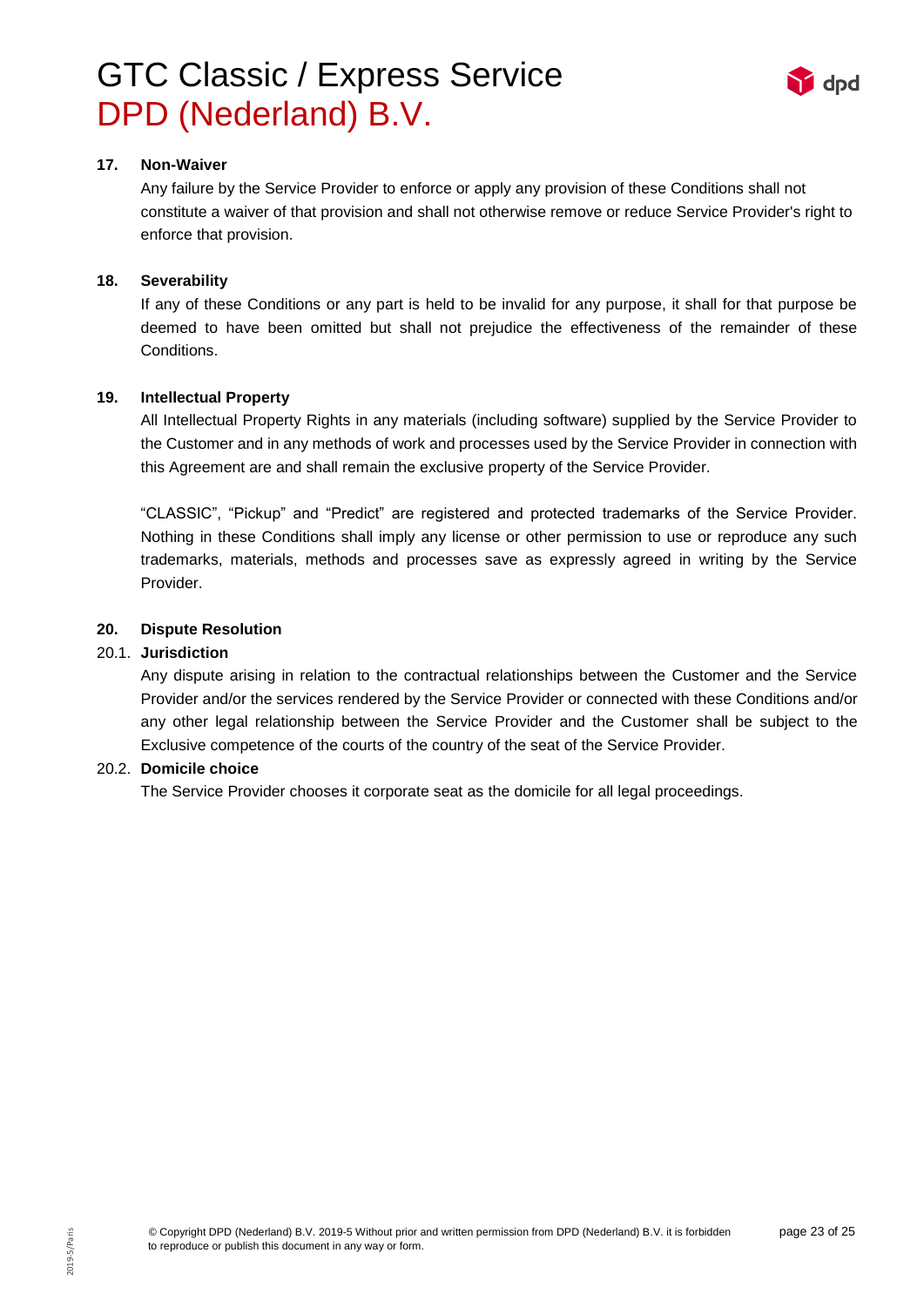**17. Non-Waiver**

Any failure by the Service Provider to enforce or apply any provision of these Conditions shall not constitute a waiver of that provision and shall not otherwise remove or reduce Service Provider's right to enforce that provision.

**18. Severability**

If any of these Conditions or any part is held to be invalid for any purpose, it shall for that purpose be deemed to have been omitted but shall not prejudice the effectiveness of the remainder of these Conditions.

**19. Intellectual Property**

All Intellectual Property Rights in any materials (including software) supplied by the Service Provider to the Customer and in any methods of work and processes used by the Service Provider in connection with this Agreement are and shall remain the exclusive property of the Service Provider.

"CLASSIC", "Pickup" and "Predict" are registered and protected trademarks of the Service Provider. Nothing in these Conditions shall imply any license or other permission to use or reproduce any such trademarks, materials, methods and processes save as expressly agreed in writing by the Service Provider.

**20. Dispute Resolution**

20.1. **Jurisdiction**

Any dispute arising in relation to the contractual relationships between the Customer and the Service Provider and/or the services rendered by the Service Provider or connected with these Conditions and/or any other legal relationship between the Service Provider and the Customer shall be subject to the Exclusive competence of the courts of the country of the seat of the Service Provider.

20.2. **Domicile choice**

The Service Provider chooses it corporate seat as the domicile for all legal proceedings.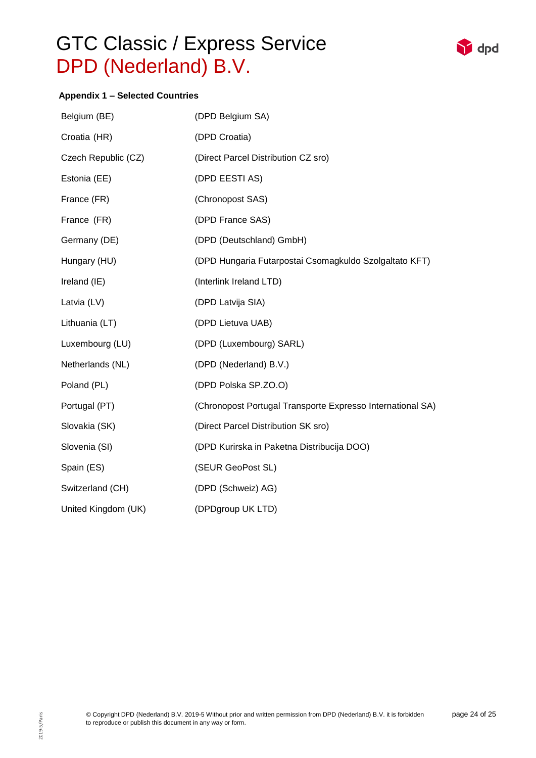# GTC Classic / Express Service
## DPD (Nederland) B.V.

**Appendix 1 – Selected Countries**

| | |
|---|---|
| Belgium (BE) | (DPD Belgium SA) |
| Croatia (HR) | (DPD Croatia) |
| Czech Republic (CZ) | (Direct Parcel Distribution CZ sro) |
| Estonia (EE) | (DPD EESTI AS) |
| France (FR) | (Chronopost SAS) |
| France (FR) | (DPD France SAS) |
| Germany (DE) | (DPD (Deutschland) GmbH) |
| Hungary (HU) | (DPD Hungaria Futarpostai Csomagkuldo Szolgaltato KFT) |
| Ireland (IE) | (Interlink Ireland LTD) |
| Latvia (LV) | (DPD Latvija SIA) |
| Lithuania (LT) | (DPD Lietuva UAB) |
| Luxembourg (LU) | (DPD (Luxembourg) SARL) |
| Netherlands (NL) | (DPD (Nederland) B.V.) |
| Poland (PL) | (DPD Polska SP.ZO.O) |
| Portugal (PT) | (Chronopost Portugal Transporte Expresso International SA) |
| Slovakia (SK) | (Direct Parcel Distribution SK sro) |
| Slovenia (SI) | (DPD Kurirska in Paketna Distribucija DOO) |
| Spain (ES) | (SEUR GeoPost SL) |
| Switzerland (CH) | (DPD (Schweiz) AG) |
| United Kingdom (UK) | (DPDgroup UK LTD) |

© Copyright DPD (Nederland) B.V. 2019-5 Without prior and written permission from DPD (Nederland) B.V. it is forbidden to reproduce or publish this document in any way or form.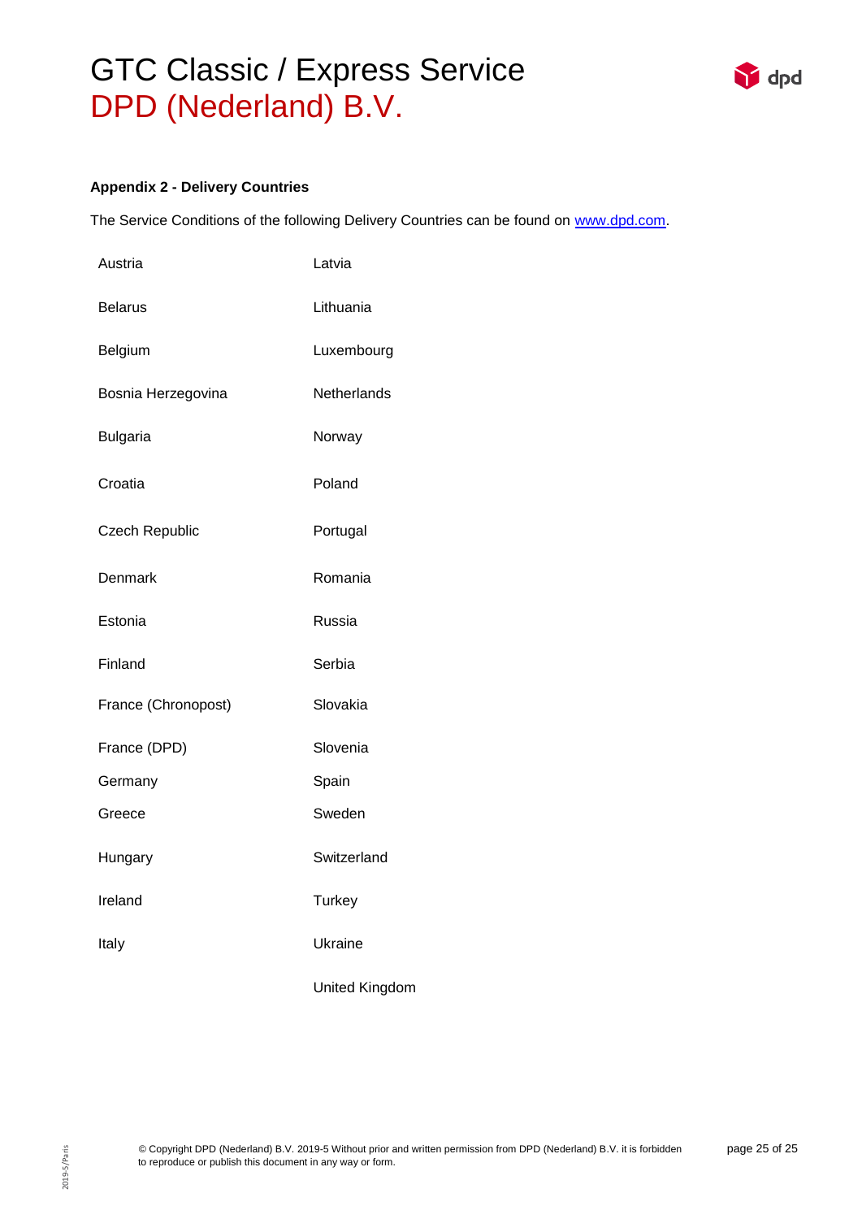# GTC Classic / Express Service
# DPD (Nederland) B.V.

**Appendix 2 - Delivery Countries**

The Service Conditions of the following Delivery Countries can be found on www.dpd.com.

| | |
|---|---|
| Austria | Latvia |
| Belarus | Lithuania |
| Belgium | Luxembourg |
| Bosnia Herzegovina | Netherlands |
| Bulgaria | Norway |
| Croatia | Poland |
| Czech Republic | Portugal |
| Denmark | Romania |
| Estonia | Russia |
| Finland | Serbia |
| France (Chronopost) | Slovakia |
| France (DPD) | Slovenia |
| Germany | Spain |
| Greece | Sweden |
| Hungary | Switzerland |
| Ireland | Turkey |
| Italy | Ukraine |
| | United Kingdom |

© Copyright DPD (Nederland) B.V. 2019-5 Without prior and written permission from DPD (Nederland) B.V. it is forbidden to reproduce or publish this document in any way or form.